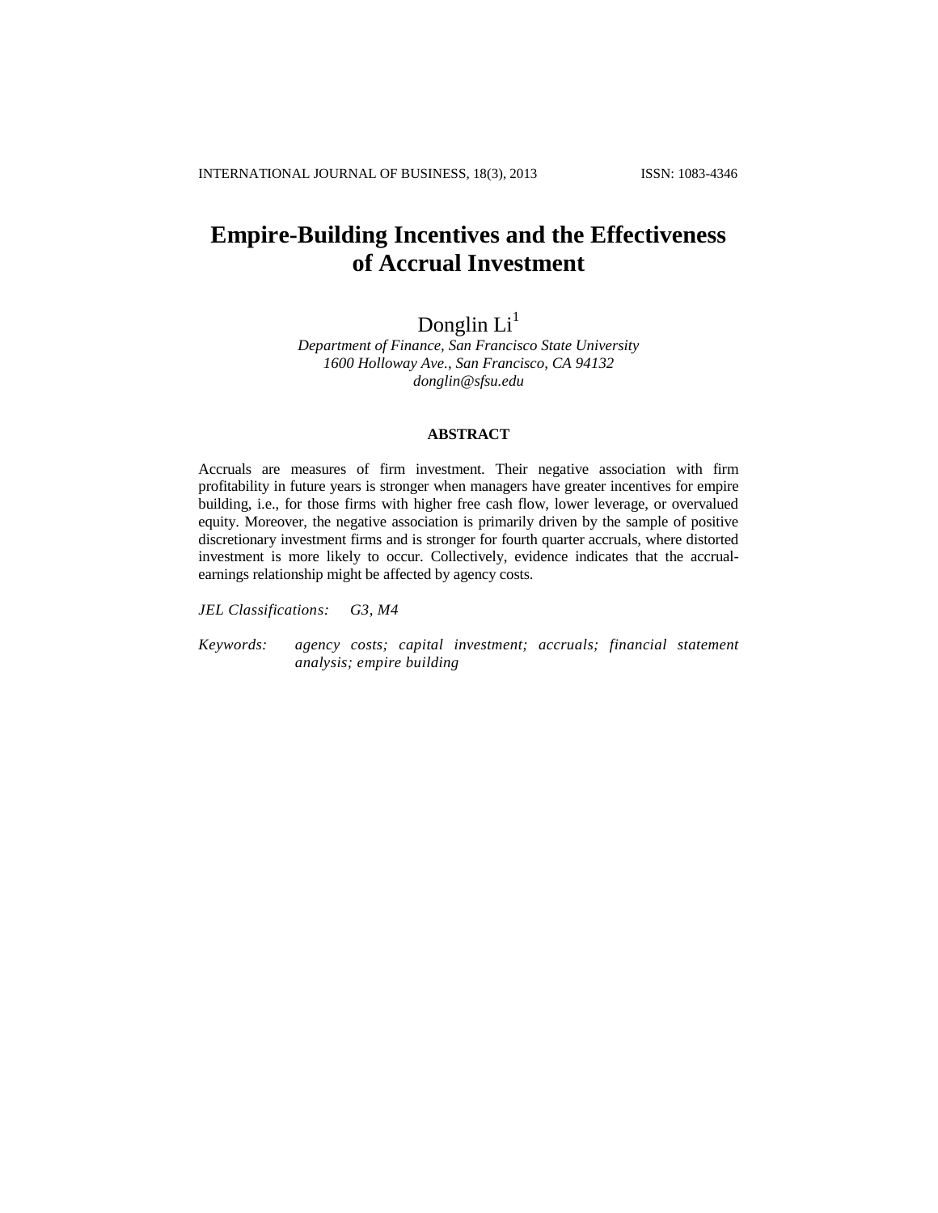# Empire-Building Incentives and the Effectiveness of Accrual Investment

Donglin Li[1]

*Department of Finance, San Francisco State University*
*1600 Holloway Ave., San Francisco, CA 94132*
*donglin@sfsu.edu*

## ABSTRACT

Accruals are measures of firm investment. Their negative association with firm profitability in future years is stronger when managers have greater incentives for empire building, i.e., for those firms with higher free cash flow, lower leverage, or overvalued equity. Moreover, the negative association is primarily driven by the sample of positive discretionary investment firms and is stronger for fourth quarter accruals, where distorted investment is more likely to occur. Collectively, evidence indicates that the accrual-earnings relationship might be affected by agency costs.

*JEL Classifications:* *G3, M4*

*Keywords:* *agency costs; capital investment; accruals; financial statement analysis; empire building*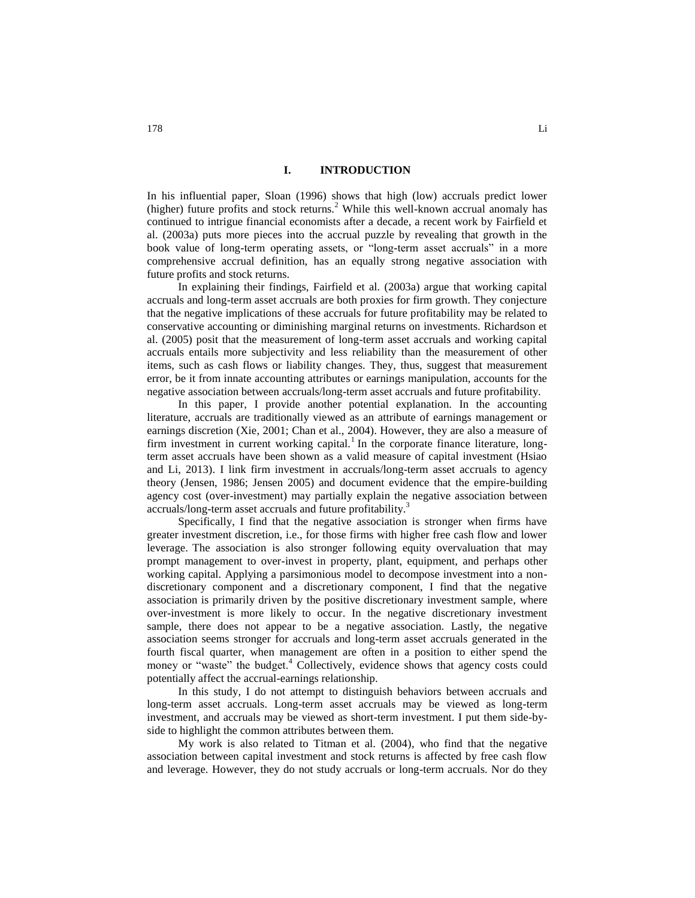# I. INTRODUCTION

In his influential paper, Sloan (1996) shows that high (low) accruals predict lower (higher) future profits and stock returns.[2] While this well-known accrual anomaly has continued to intrigue financial economists after a decade, a recent work by Fairfield et al. (2003a) puts more pieces into the accrual puzzle by revealing that growth in the book value of long-term operating assets, or "long-term asset accruals" in a more comprehensive accrual definition, has an equally strong negative association with future profits and stock returns.

In explaining their findings, Fairfield et al. (2003a) argue that working capital accruals and long-term asset accruals are both proxies for firm growth. They conjecture that the negative implications of these accruals for future profitability may be related to conservative accounting or diminishing marginal returns on investments. Richardson et al. (2005) posit that the measurement of long-term asset accruals and working capital accruals entails more subjectivity and less reliability than the measurement of other items, such as cash flows or liability changes. They, thus, suggest that measurement error, be it from innate accounting attributes or earnings manipulation, accounts for the negative association between accruals/long-term asset accruals and future profitability.

In this paper, I provide another potential explanation. In the accounting literature, accruals are traditionally viewed as an attribute of earnings management or earnings discretion (Xie, 2001; Chan et al., 2004). However, they are also a measure of firm investment in current working capital.[1] In the corporate finance literature, long-term asset accruals have been shown as a valid measure of capital investment (Hsiao and Li, 2013). I link firm investment in accruals/long-term asset accruals to agency theory (Jensen, 1986; Jensen 2005) and document evidence that the empire-building agency cost (over-investment) may partially explain the negative association between accruals/long-term asset accruals and future profitability.[3]

Specifically, I find that the negative association is stronger when firms have greater investment discretion, i.e., for those firms with higher free cash flow and lower leverage. The association is also stronger following equity overvaluation that may prompt management to over-invest in property, plant, equipment, and perhaps other working capital. Applying a parsimonious model to decompose investment into a non-discretionary component and a discretionary component, I find that the negative association is primarily driven by the positive discretionary investment sample, where over-investment is more likely to occur. In the negative discretionary investment sample, there does not appear to be a negative association. Lastly, the negative association seems stronger for accruals and long-term asset accruals generated in the fourth fiscal quarter, when management are often in a position to either spend the money or "waste" the budget.[4] Collectively, evidence shows that agency costs could potentially affect the accrual-earnings relationship.

In this study, I do not attempt to distinguish behaviors between accruals and long-term asset accruals. Long-term asset accruals may be viewed as long-term investment, and accruals may be viewed as short-term investment. I put them side-by-side to highlight the common attributes between them.

My work is also related to Titman et al. (2004), who find that the negative association between capital investment and stock returns is affected by free cash flow and leverage. However, they do not study accruals or long-term accruals. Nor do they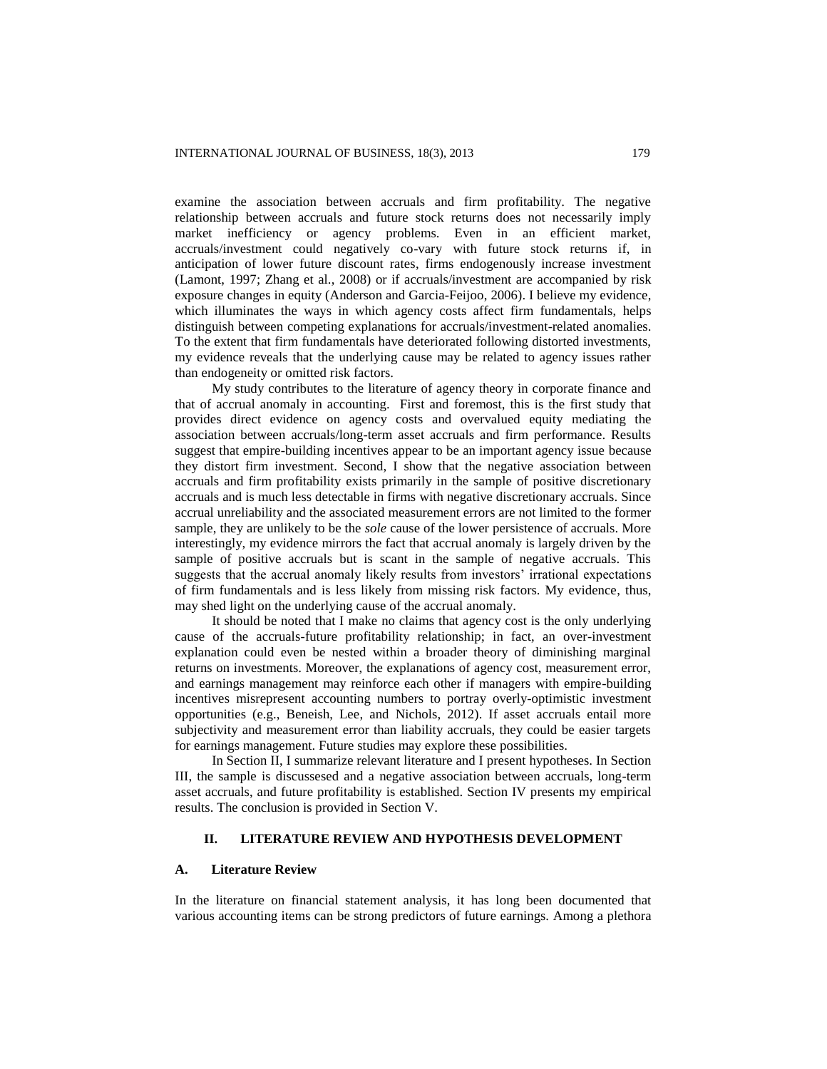examine the association between accruals and firm profitability. The negative relationship between accruals and future stock returns does not necessarily imply market inefficiency or agency problems. Even in an efficient market, accruals/investment could negatively co-vary with future stock returns if, in anticipation of lower future discount rates, firms endogenously increase investment (Lamont, 1997; Zhang et al., 2008) or if accruals/investment are accompanied by risk exposure changes in equity (Anderson and Garcia-Feijoo, 2006). I believe my evidence, which illuminates the ways in which agency costs affect firm fundamentals, helps distinguish between competing explanations for accruals/investment-related anomalies. To the extent that firm fundamentals have deteriorated following distorted investments, my evidence reveals that the underlying cause may be related to agency issues rather than endogeneity or omitted risk factors.

My study contributes to the literature of agency theory in corporate finance and that of accrual anomaly in accounting. First and foremost, this is the first study that provides direct evidence on agency costs and overvalued equity mediating the association between accruals/long-term asset accruals and firm performance. Results suggest that empire-building incentives appear to be an important agency issue because they distort firm investment. Second, I show that the negative association between accruals and firm profitability exists primarily in the sample of positive discretionary accruals and is much less detectable in firms with negative discretionary accruals. Since accrual unreliability and the associated measurement errors are not limited to the former sample, they are unlikely to be the *sole* cause of the lower persistence of accruals. More interestingly, my evidence mirrors the fact that accrual anomaly is largely driven by the sample of positive accruals but is scant in the sample of negative accruals. This suggests that the accrual anomaly likely results from investors' irrational expectations of firm fundamentals and is less likely from missing risk factors. My evidence, thus, may shed light on the underlying cause of the accrual anomaly.

It should be noted that I make no claims that agency cost is the only underlying cause of the accruals-future profitability relationship; in fact, an over-investment explanation could even be nested within a broader theory of diminishing marginal returns on investments. Moreover, the explanations of agency cost, measurement error, and earnings management may reinforce each other if managers with empire-building incentives misrepresent accounting numbers to portray overly-optimistic investment opportunities (e.g., Beneish, Lee, and Nichols, 2012). If asset accruals entail more subjectivity and measurement error than liability accruals, they could be easier targets for earnings management. Future studies may explore these possibilities.

In Section II, I summarize relevant literature and I present hypotheses. In Section III, the sample is discussesed and a negative association between accruals, long-term asset accruals, and future profitability is established. Section IV presents my empirical results. The conclusion is provided in Section V.

## II. LITERATURE REVIEW AND HYPOTHESIS DEVELOPMENT

### A. Literature Review

In the literature on financial statement analysis, it has long been documented that various accounting items can be strong predictors of future earnings. Among a plethora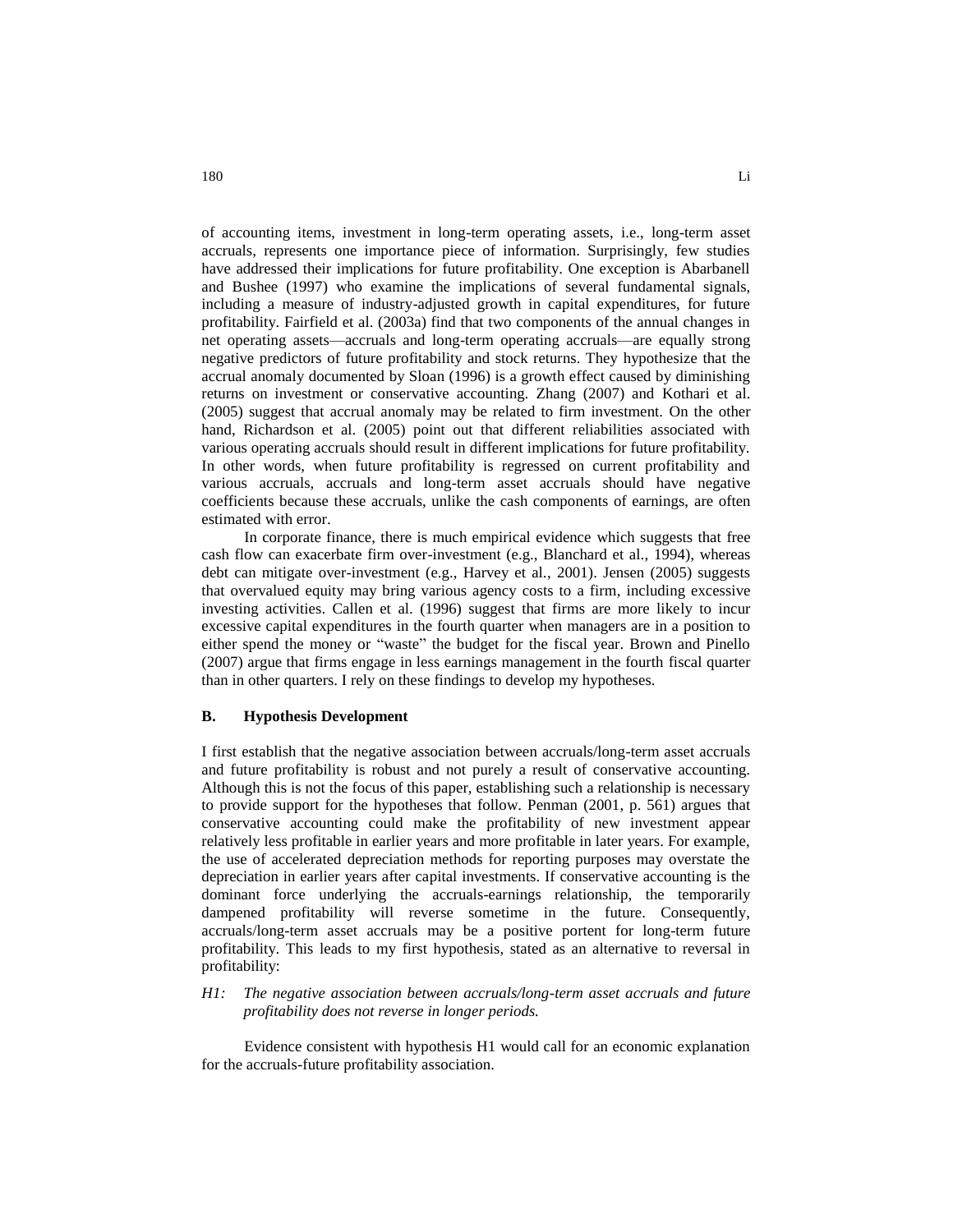of accounting items, investment in long-term operating assets, i.e., long-term asset accruals, represents one importance piece of information. Surprisingly, few studies have addressed their implications for future profitability. One exception is Abarbanell and Bushee (1997) who examine the implications of several fundamental signals, including a measure of industry-adjusted growth in capital expenditures, for future profitability. Fairfield et al. (2003a) find that two components of the annual changes in net operating assets—accruals and long-term operating accruals—are equally strong negative predictors of future profitability and stock returns. They hypothesize that the accrual anomaly documented by Sloan (1996) is a growth effect caused by diminishing returns on investment or conservative accounting. Zhang (2007) and Kothari et al. (2005) suggest that accrual anomaly may be related to firm investment. On the other hand, Richardson et al. (2005) point out that different reliabilities associated with various operating accruals should result in different implications for future profitability. In other words, when future profitability is regressed on current profitability and various accruals, accruals and long-term asset accruals should have negative coefficients because these accruals, unlike the cash components of earnings, are often estimated with error.

In corporate finance, there is much empirical evidence which suggests that free cash flow can exacerbate firm over-investment (e.g., Blanchard et al., 1994), whereas debt can mitigate over-investment (e.g., Harvey et al., 2001). Jensen (2005) suggests that overvalued equity may bring various agency costs to a firm, including excessive investing activities. Callen et al. (1996) suggest that firms are more likely to incur excessive capital expenditures in the fourth quarter when managers are in a position to either spend the money or "waste" the budget for the fiscal year. Brown and Pinello (2007) argue that firms engage in less earnings management in the fourth fiscal quarter than in other quarters. I rely on these findings to develop my hypotheses.

### B. Hypothesis Development

I first establish that the negative association between accruals/long-term asset accruals and future profitability is robust and not purely a result of conservative accounting. Although this is not the focus of this paper, establishing such a relationship is necessary to provide support for the hypotheses that follow. Penman (2001, p. 561) argues that conservative accounting could make the profitability of new investment appear relatively less profitable in earlier years and more profitable in later years. For example, the use of accelerated depreciation methods for reporting purposes may overstate the depreciation in earlier years after capital investments. If conservative accounting is the dominant force underlying the accruals-earnings relationship, the temporarily dampened profitability will reverse sometime in the future. Consequently, accruals/long-term asset accruals may be a positive portent for long-term future profitability. This leads to my first hypothesis, stated as an alternative to reversal in profitability:

*H1: The negative association between accruals/long-term asset accruals and future profitability does not reverse in longer periods.*

Evidence consistent with hypothesis H1 would call for an economic explanation for the accruals-future profitability association.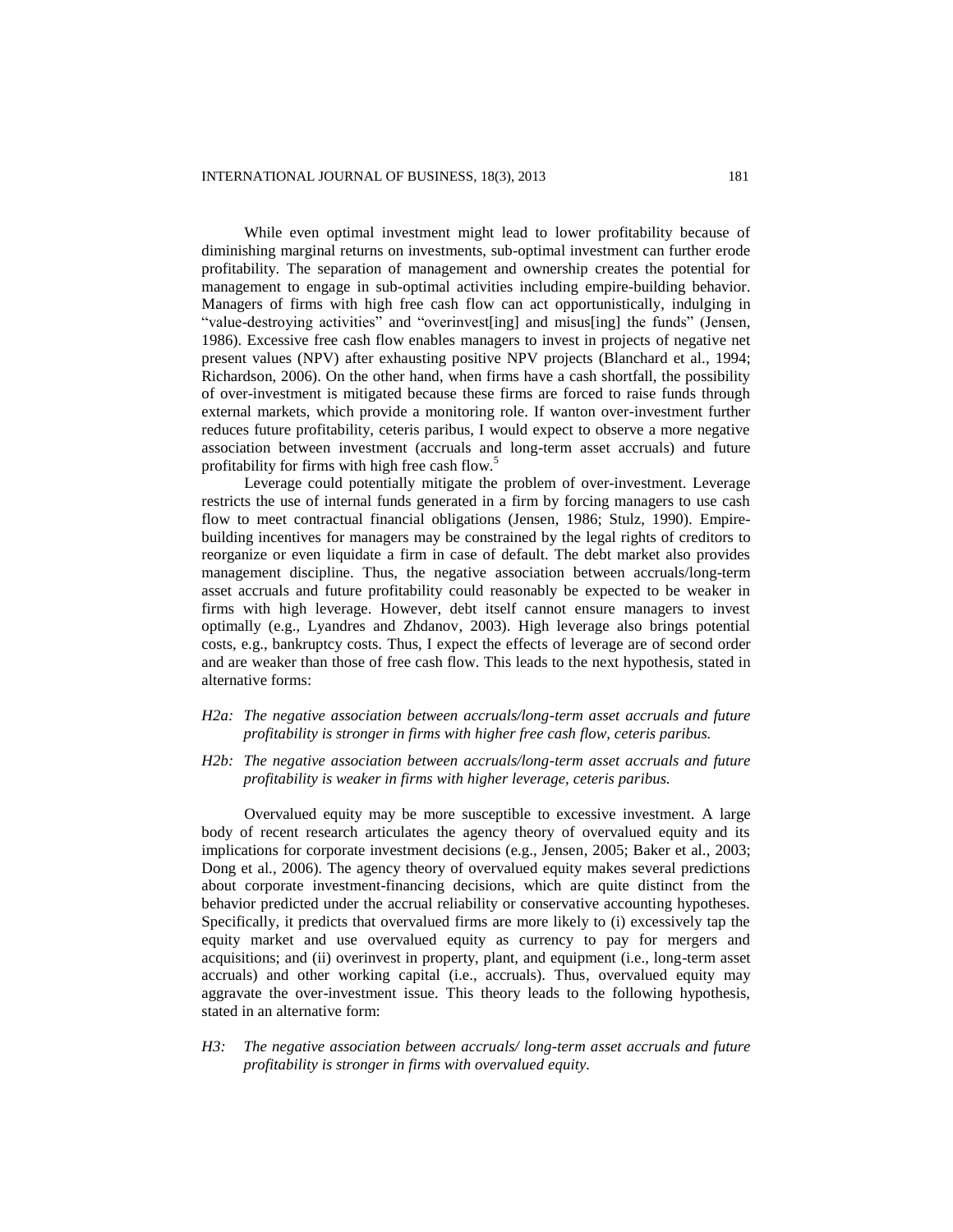While even optimal investment might lead to lower profitability because of diminishing marginal returns on investments, sub-optimal investment can further erode profitability. The separation of management and ownership creates the potential for management to engage in sub-optimal activities including empire-building behavior. Managers of firms with high free cash flow can act opportunistically, indulging in "value-destroying activities" and "overinvest[ing] and misus[ing] the funds" (Jensen, 1986). Excessive free cash flow enables managers to invest in projects of negative net present values (NPV) after exhausting positive NPV projects (Blanchard et al., 1994; Richardson, 2006). On the other hand, when firms have a cash shortfall, the possibility of over-investment is mitigated because these firms are forced to raise funds through external markets, which provide a monitoring role. If wanton over-investment further reduces future profitability, ceteris paribus, I would expect to observe a more negative association between investment (accruals and long-term asset accruals) and future profitability for firms with high free cash flow.[5]

Leverage could potentially mitigate the problem of over-investment. Leverage restricts the use of internal funds generated in a firm by forcing managers to use cash flow to meet contractual financial obligations (Jensen, 1986; Stulz, 1990). Empire-building incentives for managers may be constrained by the legal rights of creditors to reorganize or even liquidate a firm in case of default. The debt market also provides management discipline. Thus, the negative association between accruals/long-term asset accruals and future profitability could reasonably be expected to be weaker in firms with high leverage. However, debt itself cannot ensure managers to invest optimally (e.g., Lyandres and Zhdanov, 2003). High leverage also brings potential costs, e.g., bankruptcy costs. Thus, I expect the effects of leverage are of second order and are weaker than those of free cash flow. This leads to the next hypothesis, stated in alternative forms:

*H2a: The negative association between accruals/long-term asset accruals and future profitability is stronger in firms with higher free cash flow, ceteris paribus.*

*H2b: The negative association between accruals/long-term asset accruals and future profitability is weaker in firms with higher leverage, ceteris paribus.*

Overvalued equity may be more susceptible to excessive investment. A large body of recent research articulates the agency theory of overvalued equity and its implications for corporate investment decisions (e.g., Jensen, 2005; Baker et al., 2003; Dong et al., 2006). The agency theory of overvalued equity makes several predictions about corporate investment-financing decisions, which are quite distinct from the behavior predicted under the accrual reliability or conservative accounting hypotheses. Specifically, it predicts that overvalued firms are more likely to (i) excessively tap the equity market and use overvalued equity as currency to pay for mergers and acquisitions; and (ii) overinvest in property, plant, and equipment (i.e., long-term asset accruals) and other working capital (i.e., accruals). Thus, overvalued equity may aggravate the over-investment issue. This theory leads to the following hypothesis, stated in an alternative form:

*H3: The negative association between accruals/ long-term asset accruals and future profitability is stronger in firms with overvalued equity.*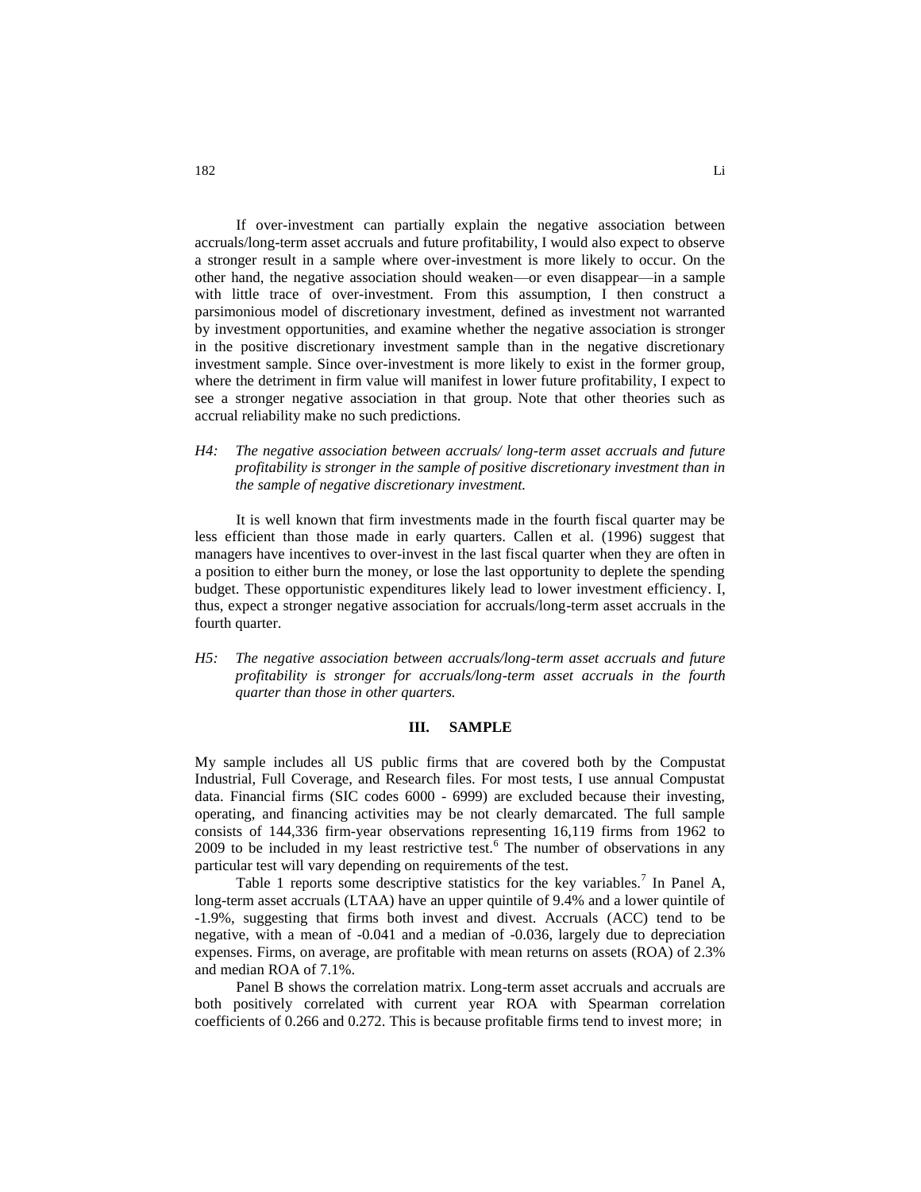If over-investment can partially explain the negative association between accruals/long-term asset accruals and future profitability, I would also expect to observe a stronger result in a sample where over-investment is more likely to occur. On the other hand, the negative association should weaken—or even disappear—in a sample with little trace of over-investment. From this assumption, I then construct a parsimonious model of discretionary investment, defined as investment not warranted by investment opportunities, and examine whether the negative association is stronger in the positive discretionary investment sample than in the negative discretionary investment sample. Since over-investment is more likely to exist in the former group, where the detriment in firm value will manifest in lower future profitability, I expect to see a stronger negative association in that group. Note that other theories such as accrual reliability make no such predictions.

*H4: The negative association between accruals/ long-term asset accruals and future profitability is stronger in the sample of positive discretionary investment than in the sample of negative discretionary investment.*

It is well known that firm investments made in the fourth fiscal quarter may be less efficient than those made in early quarters. Callen et al. (1996) suggest that managers have incentives to over-invest in the last fiscal quarter when they are often in a position to either burn the money, or lose the last opportunity to deplete the spending budget. These opportunistic expenditures likely lead to lower investment efficiency. I, thus, expect a stronger negative association for accruals/long-term asset accruals in the fourth quarter.

*H5: The negative association between accruals/long-term asset accruals and future profitability is stronger for accruals/long-term asset accruals in the fourth quarter than those in other quarters.*

## III. SAMPLE

My sample includes all US public firms that are covered both by the Compustat Industrial, Full Coverage, and Research files. For most tests, I use annual Compustat data. Financial firms (SIC codes 6000 - 6999) are excluded because their investing, operating, and financing activities may be not clearly demarcated. The full sample consists of 144,336 firm-year observations representing 16,119 firms from 1962 to 2009 to be included in my least restrictive test.[6] The number of observations in any particular test will vary depending on requirements of the test.

Table 1 reports some descriptive statistics for the key variables.[7] In Panel A, long-term asset accruals (LTAA) have an upper quintile of 9.4% and a lower quintile of -1.9%, suggesting that firms both invest and divest. Accruals (ACC) tend to be negative, with a mean of -0.041 and a median of -0.036, largely due to depreciation expenses. Firms, on average, are profitable with mean returns on assets (ROA) of 2.3% and median ROA of 7.1%.

Panel B shows the correlation matrix. Long-term asset accruals and accruals are both positively correlated with current year ROA with Spearman correlation coefficients of 0.266 and 0.272. This is because profitable firms tend to invest more; in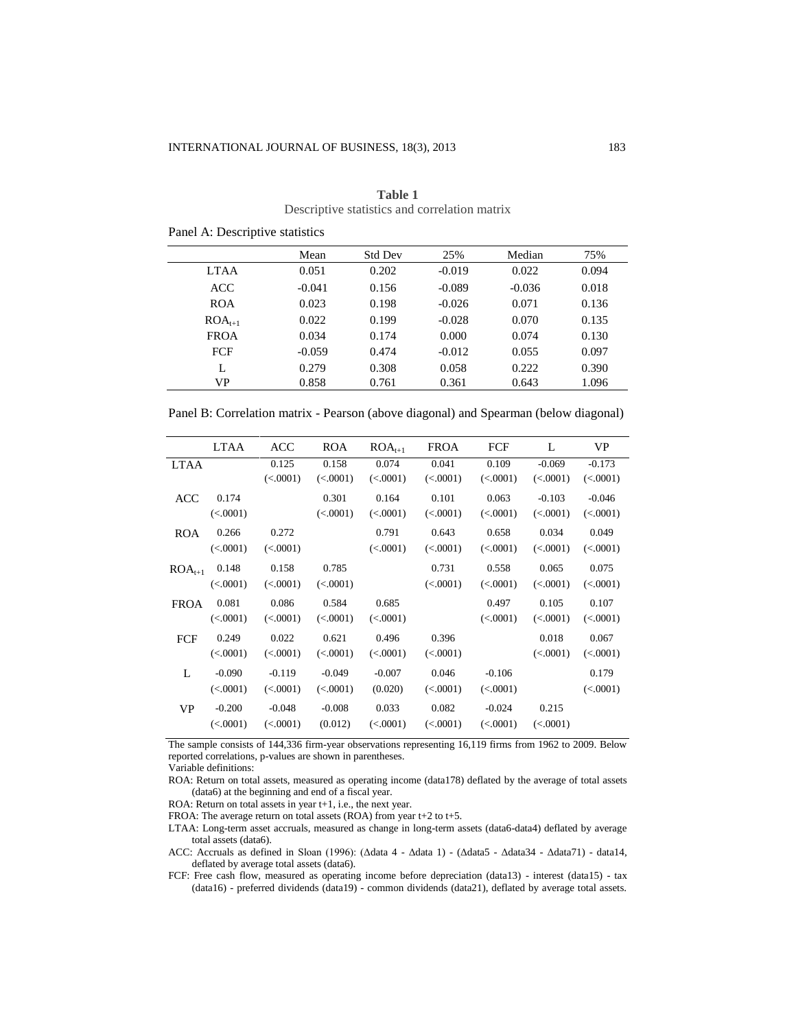**Table 1**
Descriptive statistics and correlation matrix

Panel A: Descriptive statistics

| | Mean | Std Dev | 25% | Median | 75% |
|---|---|---|---|---|---|
| LTAA | 0.051 | 0.202 | -0.019 | 0.022 | 0.094 |
| ACC | -0.041 | 0.156 | -0.089 | -0.036 | 0.018 |
| ROA | 0.023 | 0.198 | -0.026 | 0.071 | 0.136 |
| $ROA_{t+1}$ | 0.022 | 0.199 | -0.028 | 0.070 | 0.135 |
| FROA | 0.034 | 0.174 | 0.000 | 0.074 | 0.130 |
| FCF | -0.059 | 0.474 | -0.012 | 0.055 | 0.097 |
| L | 0.279 | 0.308 | 0.058 | 0.222 | 0.390 |
| VP | 0.858 | 0.761 | 0.361 | 0.643 | 1.096 |

Panel B: Correlation matrix - Pearson (above diagonal) and Spearman (below diagonal)

| | LTAA | ACC | ROA | $ROA_{t+1}$ | FROA | FCF | L | VP |
|---|---|---|---|---|---|---|---|---|
| LTAA | | 0.125 | 0.158 | 0.074 | 0.041 | 0.109 | -0.069 | -0.173 |
| | | (<.0001) | (<.0001) | (<.0001) | (<.0001) | (<.0001) | (<.0001) | (<.0001) |
| ACC | 0.174 | | 0.301 | 0.164 | 0.101 | 0.063 | -0.103 | -0.046 |
| | (<.0001) | | (<.0001) | (<.0001) | (<.0001) | (<.0001) | (<.0001) | (<.0001) |
| ROA | 0.266 | 0.272 | | 0.791 | 0.643 | 0.658 | 0.034 | 0.049 |
| | (<.0001) | (<.0001) | | (<.0001) | (<.0001) | (<.0001) | (<.0001) | (<.0001) |
| $ROA_{t+1}$ | 0.148 | 0.158 | 0.785 | | 0.731 | 0.558 | 0.065 | 0.075 |
| | (<.0001) | (<.0001) | (<.0001) | | (<.0001) | (<.0001) | (<.0001) | (<.0001) |
| FROA | 0.081 | 0.086 | 0.584 | 0.685 | | 0.497 | 0.105 | 0.107 |
| | (<.0001) | (<.0001) | (<.0001) | (<.0001) | | (<.0001) | (<.0001) | (<.0001) |
| FCF | 0.249 | 0.022 | 0.621 | 0.496 | 0.396 | | 0.018 | 0.067 |
| | (<.0001) | (<.0001) | (<.0001) | (<.0001) | (<.0001) | | (<.0001) | (<.0001) |
| L | -0.090 | -0.119 | -0.049 | -0.007 | 0.046 | -0.106 | | 0.179 |
| | (<.0001) | (<.0001) | (<.0001) | (0.020) | (<.0001) | (<.0001) | | (<.0001) |
| VP | -0.200 | -0.048 | -0.008 | 0.033 | 0.082 | -0.024 | 0.215 | |
| | (<.0001) | (<.0001) | (0.012) | (<.0001) | (<.0001) | (<.0001) | (<.0001) | |

The sample consists of 144,336 firm-year observations representing 16,119 firms from 1962 to 2009. Below reported correlations, p-values are shown in parentheses.

Variable definitions:

ROA: Return on total assets, measured as operating income (data178) deflated by the average of total assets (data6) at the beginning and end of a fiscal year.

ROA: Return on total assets in year t+1, i.e., the next year.

FROA: The average return on total assets (ROA) from year t+2 to t+5.

LTAA: Long-term asset accruals, measured as change in long-term assets (data6-data4) deflated by average total assets (data6).

ACC: Accruals as defined in Sloan (1996): (Δdata 4 - Δdata 1) - (Δdata5 - Δdata34 - Δdata71) - data14, deflated by average total assets (data6).

FCF: Free cash flow, measured as operating income before depreciation (data13) - interest (data15) - tax (data16) - preferred dividends (data19) - common dividends (data21), deflated by average total assets.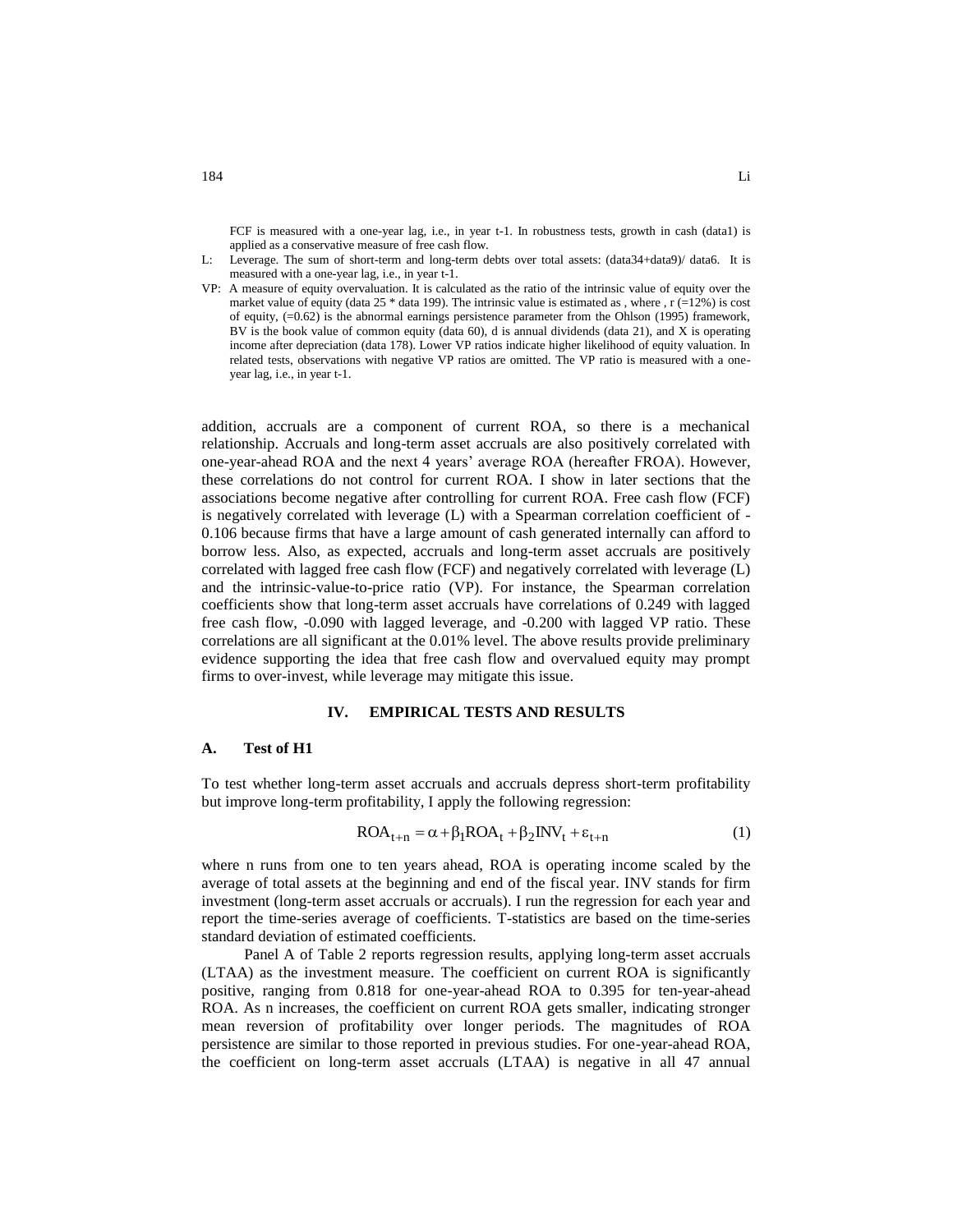FCF is measured with a one-year lag, i.e., in year t-1. In robustness tests, growth in cash (data1) is applied as a conservative measure of free cash flow.

L: Leverage. The sum of short-term and long-term debts over total assets: (data34+data9)/ data6. It is measured with a one-year lag, i.e., in year t-1.

VP: A measure of equity overvaluation. It is calculated as the ratio of the intrinsic value of equity over the market value of equity (data 25 * data 199). The intrinsic value is estimated as , where , r (=12%) is cost of equity, (=0.62) is the abnormal earnings persistence parameter from the Ohlson (1995) framework, BV is the book value of common equity (data 60), d is annual dividends (data 21), and X is operating income after depreciation (data 178). Lower VP ratios indicate higher likelihood of equity valuation. In related tests, observations with negative VP ratios are omitted. The VP ratio is measured with a one-year lag, i.e., in year t-1.

addition, accruals are a component of current ROA, so there is a mechanical relationship. Accruals and long-term asset accruals are also positively correlated with one-year-ahead ROA and the next 4 years' average ROA (hereafter FROA). However, these correlations do not control for current ROA. I show in later sections that the associations become negative after controlling for current ROA. Free cash flow (FCF) is negatively correlated with leverage (L) with a Spearman correlation coefficient of -0.106 because firms that have a large amount of cash generated internally can afford to borrow less. Also, as expected, accruals and long-term asset accruals are positively correlated with lagged free cash flow (FCF) and negatively correlated with leverage (L) and the intrinsic-value-to-price ratio (VP). For instance, the Spearman correlation coefficients show that long-term asset accruals have correlations of 0.249 with lagged free cash flow, -0.090 with lagged leverage, and -0.200 with lagged VP ratio. These correlations are all significant at the 0.01% level. The above results provide preliminary evidence supporting the idea that free cash flow and overvalued equity may prompt firms to over-invest, while leverage may mitigate this issue.

## IV. EMPIRICAL TESTS AND RESULTS

### A. Test of H1

To test whether long-term asset accruals and accruals depress short-term profitability but improve long-term profitability, I apply the following regression:

$$ROA_{t+n} = \alpha + \beta_1 ROA_t + \beta_2 INV_t + \varepsilon_{t+n} \tag{1}$$

where n runs from one to ten years ahead, ROA is operating income scaled by the average of total assets at the beginning and end of the fiscal year. INV stands for firm investment (long-term asset accruals or accruals). I run the regression for each year and report the time-series average of coefficients. T-statistics are based on the time-series standard deviation of estimated coefficients.

Panel A of Table 2 reports regression results, applying long-term asset accruals (LTAA) as the investment measure. The coefficient on current ROA is significantly positive, ranging from 0.818 for one-year-ahead ROA to 0.395 for ten-year-ahead ROA. As n increases, the coefficient on current ROA gets smaller, indicating stronger mean reversion of profitability over longer periods. The magnitudes of ROA persistence are similar to those reported in previous studies. For one-year-ahead ROA, the coefficient on long-term asset accruals (LTAA) is negative in all 47 annual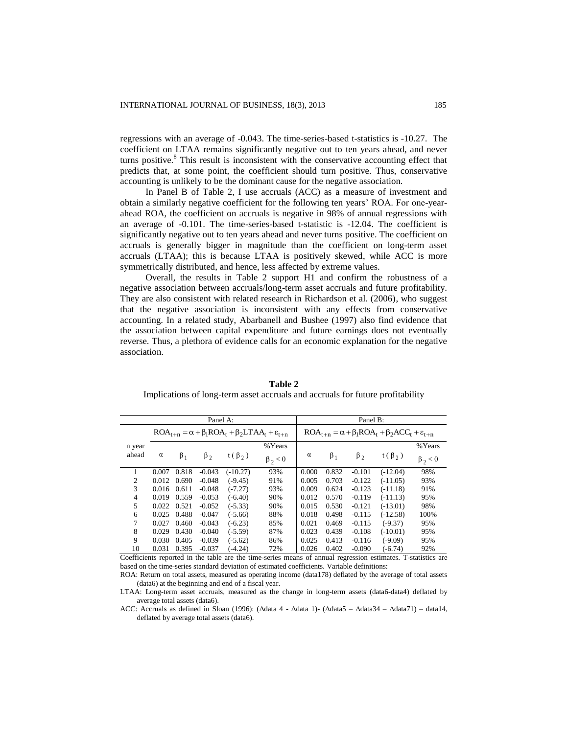regressions with an average of -0.043. The time-series-based t-statistics is -10.27. The coefficient on LTAA remains significantly negative out to ten years ahead, and never turns positive.[8] This result is inconsistent with the conservative accounting effect that predicts that, at some point, the coefficient should turn positive. Thus, conservative accounting is unlikely to be the dominant cause for the negative association.

In Panel B of Table 2, I use accruals (ACC) as a measure of investment and obtain a similarly negative coefficient for the following ten years' ROA. For one-year-ahead ROA, the coefficient on accruals is negative in 98% of annual regressions with an average of -0.101. The time-series-based t-statistic is -12.04. The coefficient is significantly negative out to ten years ahead and never turns positive. The coefficient on accruals is generally bigger in magnitude than the coefficient on long-term asset accruals (LTAA); this is because LTAA is positively skewed, while ACC is more symmetrically distributed, and hence, less affected by extreme values.

Overall, the results in Table 2 support H1 and confirm the robustness of a negative association between accruals/long-term asset accruals and future profitability. They are also consistent with related research in Richardson et al. (2006), who suggest that the negative association is inconsistent with any effects from conservative accounting. In a related study, Abarbanell and Bushee (1997) also find evidence that the association between capital expenditure and future earnings does not eventually reverse. Thus, a plethora of evidence calls for an economic explanation for the negative association.

**Table 2**

Implications of long-term asset accruals and accruals for future profitability

| | Panel A: | | | | | Panel B: | | | | |
|---|---|---|---|---|---|---|---|---|---|---|
| | $ROA_{t+n} = \alpha + \beta_1 ROA_t + \beta_2 LTAA_t + \varepsilon_{t+n}$ | | | | | $ROA_{t+n} = \alpha + \beta_1 ROA_t + \beta_2 ACC_t + \varepsilon_{t+n}$ | | | | |
| n year ahead | $\alpha$ | $\beta_1$ | $\beta_2$ | $t(\beta_2)$ | %Years $\beta_2 < 0$ | $\alpha$ | $\beta_1$ | $\beta_2$ | $t(\beta_2)$ | %Years $\beta_2 < 0$ |
| 1 | 0.007 | 0.818 | -0.043 | (-10.27) | 93% | 0.000 | 0.832 | -0.101 | (-12.04) | 98% |
| 2 | 0.012 | 0.690 | -0.048 | (-9.45) | 91% | 0.005 | 0.703 | -0.122 | (-11.05) | 93% |
| 3 | 0.016 | 0.611 | -0.048 | (-7.27) | 93% | 0.009 | 0.624 | -0.123 | (-11.18) | 91% |
| 4 | 0.019 | 0.559 | -0.053 | (-6.40) | 90% | 0.012 | 0.570 | -0.119 | (-11.13) | 95% |
| 5 | 0.022 | 0.521 | -0.052 | (-5.33) | 90% | 0.015 | 0.530 | -0.121 | (-13.01) | 98% |
| 6 | 0.025 | 0.488 | -0.047 | (-5.66) | 88% | 0.018 | 0.498 | -0.115 | (-12.58) | 100% |
| 7 | 0.027 | 0.460 | -0.043 | (-6.23) | 85% | 0.021 | 0.469 | -0.115 | (-9.37) | 95% |
| 8 | 0.029 | 0.430 | -0.040 | (-5.59) | 87% | 0.023 | 0.439 | -0.108 | (-10.01) | 95% |
| 9 | 0.030 | 0.405 | -0.039 | (-5.62) | 86% | 0.025 | 0.413 | -0.116 | (-9.09) | 95% |
| 10 | 0.031 | 0.395 | -0.037 | (-4.24) | 72% | 0.026 | 0.402 | -0.090 | (-6.74) | 92% |

Coefficients reported in the table are the time-series means of annual regression estimates. T-statistics are based on the time-series standard deviation of estimated coefficients. Variable definitions:

ROA: Return on total assets, measured as operating income (data178) deflated by the average of total assets (data6) at the beginning and end of a fiscal year.

LTAA: Long-term asset accruals, measured as the change in long-term assets (data6-data4) deflated by average total assets (data6).

ACC: Accruals as defined in Sloan (1996): (Δdata 4 - Δdata 1)- (Δdata5 – Δdata34 – Δdata71) – data14, deflated by average total assets (data6).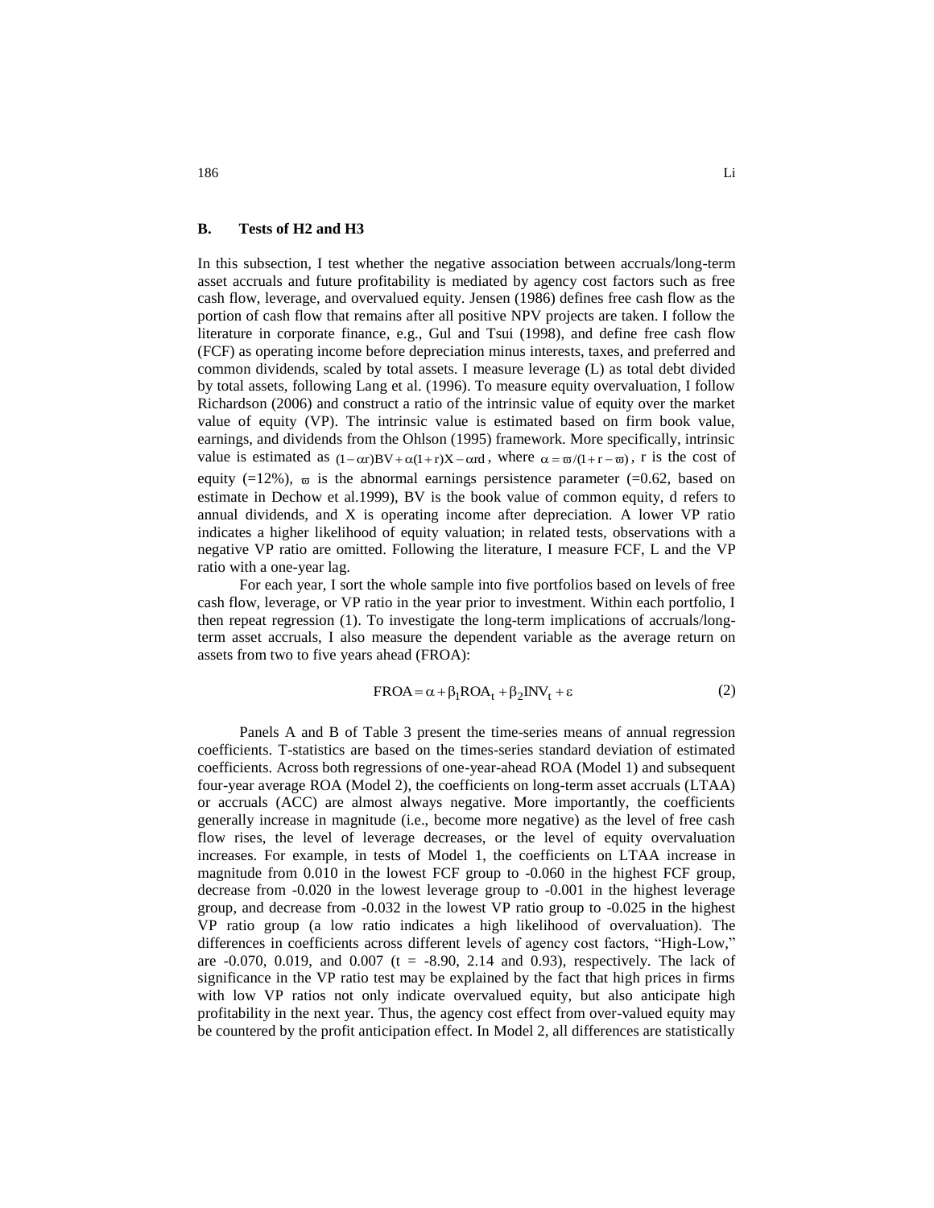### B. Tests of H2 and H3

In this subsection, I test whether the negative association between accruals/long-term asset accruals and future profitability is mediated by agency cost factors such as free cash flow, leverage, and overvalued equity. Jensen (1986) defines free cash flow as the portion of cash flow that remains after all positive NPV projects are taken. I follow the literature in corporate finance, e.g., Gul and Tsui (1998), and define free cash flow (FCF) as operating income before depreciation minus interests, taxes, and preferred and common dividends, scaled by total assets. I measure leverage (L) as total debt divided by total assets, following Lang et al. (1996). To measure equity overvaluation, I follow Richardson (2006) and construct a ratio of the intrinsic value of equity over the market value of equity (VP). The intrinsic value is estimated based on firm book value, earnings, and dividends from the Ohlson (1995) framework. More specifically, intrinsic value is estimated as $(1-\alpha r)BV + \alpha(1+r)X - \alpha rd$, where $\alpha = \varpi/(1+r-\varpi)$, r is the cost of equity (=12%), $\varpi$ is the abnormal earnings persistence parameter (=0.62, based on estimate in Dechow et al.1999), BV is the book value of common equity, d refers to annual dividends, and X is operating income after depreciation. A lower VP ratio indicates a higher likelihood of equity valuation; in related tests, observations with a negative VP ratio are omitted. Following the literature, I measure FCF, L and the VP ratio with a one-year lag.

For each year, I sort the whole sample into five portfolios based on levels of free cash flow, leverage, or VP ratio in the year prior to investment. Within each portfolio, I then repeat regression (1). To investigate the long-term implications of accruals/long-term asset accruals, I also measure the dependent variable as the average return on assets from two to five years ahead (FROA):

$$FROA = \alpha + \beta_1 ROA_t + \beta_2 INV_t + \varepsilon \tag{2}$$

Panels A and B of Table 3 present the time-series means of annual regression coefficients. T-statistics are based on the times-series standard deviation of estimated coefficients. Across both regressions of one-year-ahead ROA (Model 1) and subsequent four-year average ROA (Model 2), the coefficients on long-term asset accruals (LTAA) or accruals (ACC) are almost always negative. More importantly, the coefficients generally increase in magnitude (i.e., become more negative) as the level of free cash flow rises, the level of leverage decreases, or the level of equity overvaluation increases. For example, in tests of Model 1, the coefficients on LTAA increase in magnitude from 0.010 in the lowest FCF group to -0.060 in the highest FCF group, decrease from -0.020 in the lowest leverage group to -0.001 in the highest leverage group, and decrease from -0.032 in the lowest VP ratio group to -0.025 in the highest VP ratio group (a low ratio indicates a high likelihood of overvaluation). The differences in coefficients across different levels of agency cost factors, "High-Low," are -0.070, 0.019, and 0.007 (t = -8.90, 2.14 and 0.93), respectively. The lack of significance in the VP ratio test may be explained by the fact that high prices in firms with low VP ratios not only indicate overvalued equity, but also anticipate high profitability in the next year. Thus, the agency cost effect from over-valued equity may be countered by the profit anticipation effect. In Model 2, all differences are statistically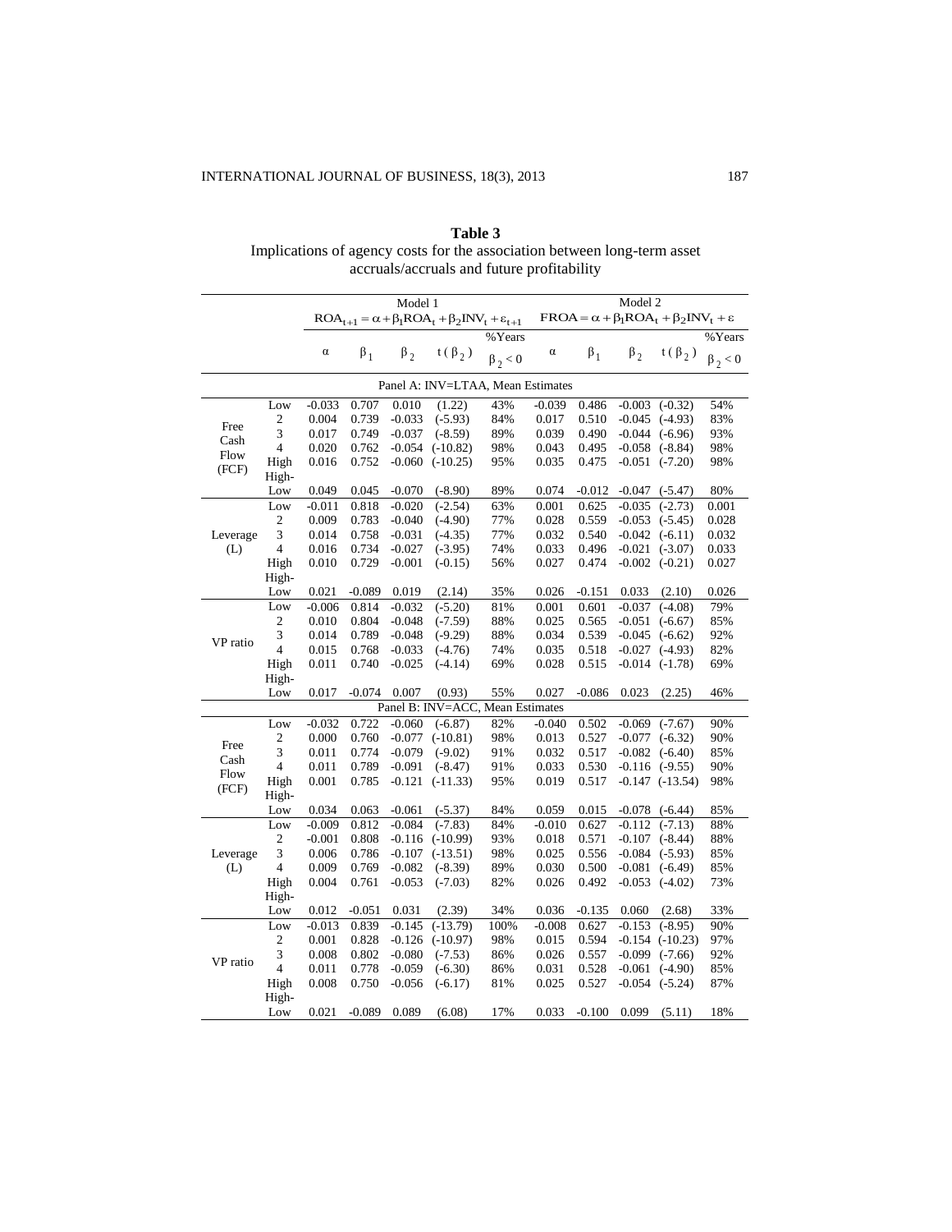**Table 3**
Implications of agency costs for the association between long-term asset accruals/accruals and future profitability

| | | Model 1 $ROA_{t+1} = \alpha + \beta_1 ROA_t + \beta_2 INV_t + \varepsilon_{t+1}$ | | | | | Model 2 $FROA = \alpha + \beta_1 ROA_t + \beta_2 INV_t + \varepsilon$ | | | | |
|---|---|---|---|---|---|---|---|---|---|---|---|
| | | $\alpha$ | $\beta_1$ | $\beta_2$ | $t(\beta_2)$ | %Years $\beta_2 < 0$ | $\alpha$ | $\beta_1$ | $\beta_2$ | $t(\beta_2)$ | %Years $\beta_2 < 0$ |
| **Panel A: INV=LTAA, Mean Estimates** | | | | | | | | | | | |
| Free Cash Flow (FCF) | Low | -0.033 | 0.707 | 0.010 | (1.22) | 43% | -0.039 | 0.486 | -0.003 | (-0.32) | 54% |
| | 2 | 0.004 | 0.739 | -0.033 | (-5.93) | 84% | 0.017 | 0.510 | -0.045 | (-4.93) | 83% |
| | 3 | 0.017 | 0.749 | -0.037 | (-8.59) | 89% | 0.039 | 0.490 | -0.044 | (-6.96) | 93% |
| | 4 | 0.020 | 0.762 | -0.054 | (-10.82) | 98% | 0.043 | 0.495 | -0.058 | (-8.84) | 98% |
| | High | 0.016 | 0.752 | -0.060 | (-10.25) | 95% | 0.035 | 0.475 | -0.051 | (-7.20) | 98% |
| | High-Low | 0.049 | 0.045 | -0.070 | (-8.90) | 89% | 0.074 | -0.012 | -0.047 | (-5.47) | 80% |
| Leverage (L) | Low | -0.011 | 0.818 | -0.020 | (-2.54) | 63% | 0.001 | 0.625 | -0.035 | (-2.73) | 0.001 |
| | 2 | 0.009 | 0.783 | -0.040 | (-4.90) | 77% | 0.028 | 0.559 | -0.053 | (-5.45) | 0.028 |
| | 3 | 0.014 | 0.758 | -0.031 | (-4.35) | 77% | 0.032 | 0.540 | -0.042 | (-6.11) | 0.032 |
| | 4 | 0.016 | 0.734 | -0.027 | (-3.95) | 74% | 0.033 | 0.496 | -0.021 | (-3.07) | 0.033 |
| | High | 0.010 | 0.729 | -0.001 | (-0.15) | 56% | 0.027 | 0.474 | -0.002 | (-0.21) | 0.027 |
| | High-Low | 0.021 | -0.089 | 0.019 | (2.14) | 35% | 0.026 | -0.151 | 0.033 | (2.10) | 0.026 |
| VP ratio | Low | -0.006 | 0.814 | -0.032 | (-5.20) | 81% | 0.001 | 0.601 | -0.037 | (-4.08) | 79% |
| | 2 | 0.010 | 0.804 | -0.048 | (-7.59) | 88% | 0.025 | 0.565 | -0.051 | (-6.67) | 85% |
| | 3 | 0.014 | 0.789 | -0.048 | (-9.29) | 88% | 0.034 | 0.539 | -0.045 | (-6.62) | 92% |
| | 4 | 0.015 | 0.768 | -0.033 | (-4.76) | 74% | 0.035 | 0.518 | -0.027 | (-4.93) | 82% |
| | High | 0.011 | 0.740 | -0.025 | (-4.14) | 69% | 0.028 | 0.515 | -0.014 | (-1.78) | 69% |
| | High-Low | 0.017 | -0.074 | 0.007 | (0.93) | 55% | 0.027 | -0.086 | 0.023 | (2.25) | 46% |
| **Panel B: INV=ACC, Mean Estimates** | | | | | | | | | | | |
| Free Cash Flow (FCF) | Low | -0.032 | 0.722 | -0.060 | (-6.87) | 82% | -0.040 | 0.502 | -0.069 | (-7.67) | 90% |
| | 2 | 0.000 | 0.760 | -0.077 | (-10.81) | 98% | 0.013 | 0.527 | -0.077 | (-6.32) | 90% |
| | 3 | 0.011 | 0.774 | -0.079 | (-9.02) | 91% | 0.032 | 0.517 | -0.082 | (-6.40) | 85% |
| | 4 | 0.011 | 0.789 | -0.091 | (-8.47) | 91% | 0.033 | 0.530 | -0.116 | (-9.55) | 90% |
| | High | 0.001 | 0.785 | -0.121 | (-11.33) | 95% | 0.019 | 0.517 | -0.147 | (-13.54) | 98% |
| | High-Low | 0.034 | 0.063 | -0.061 | (-5.37) | 84% | 0.059 | 0.015 | -0.078 | (-6.44) | 85% |
| Leverage (L) | Low | -0.009 | 0.812 | -0.084 | (-7.83) | 84% | -0.010 | 0.627 | -0.112 | (-7.13) | 88% |
| | 2 | -0.001 | 0.808 | -0.116 | (-10.99) | 93% | 0.018 | 0.571 | -0.107 | (-8.44) | 88% |
| | 3 | 0.006 | 0.786 | -0.107 | (-13.51) | 98% | 0.025 | 0.556 | -0.084 | (-5.93) | 85% |
| | 4 | 0.009 | 0.769 | -0.082 | (-8.39) | 89% | 0.030 | 0.500 | -0.081 | (-6.49) | 85% |
| | High | 0.004 | 0.761 | -0.053 | (-7.03) | 82% | 0.026 | 0.492 | -0.053 | (-4.02) | 73% |
| | High-Low | 0.012 | -0.051 | 0.031 | (2.39) | 34% | 0.036 | -0.135 | 0.060 | (2.68) | 33% |
| VP ratio | Low | -0.013 | 0.839 | -0.145 | (-13.79) | 100% | -0.008 | 0.627 | -0.153 | (-8.95) | 90% |
| | 2 | 0.001 | 0.828 | -0.126 | (-10.97) | 98% | 0.015 | 0.594 | -0.154 | (-10.23) | 97% |
| | 3 | 0.008 | 0.802 | -0.080 | (-7.53) | 86% | 0.026 | 0.557 | -0.099 | (-7.66) | 92% |
| | 4 | 0.011 | 0.778 | -0.059 | (-6.30) | 86% | 0.031 | 0.528 | -0.061 | (-4.90) | 85% |
| | High | 0.008 | 0.750 | -0.056 | (-6.17) | 81% | 0.025 | 0.527 | -0.054 | (-5.24) | 87% |
| | High-Low | 0.021 | -0.089 | 0.089 | (6.08) | 17% | 0.033 | -0.100 | 0.099 | (5.11) | 18% |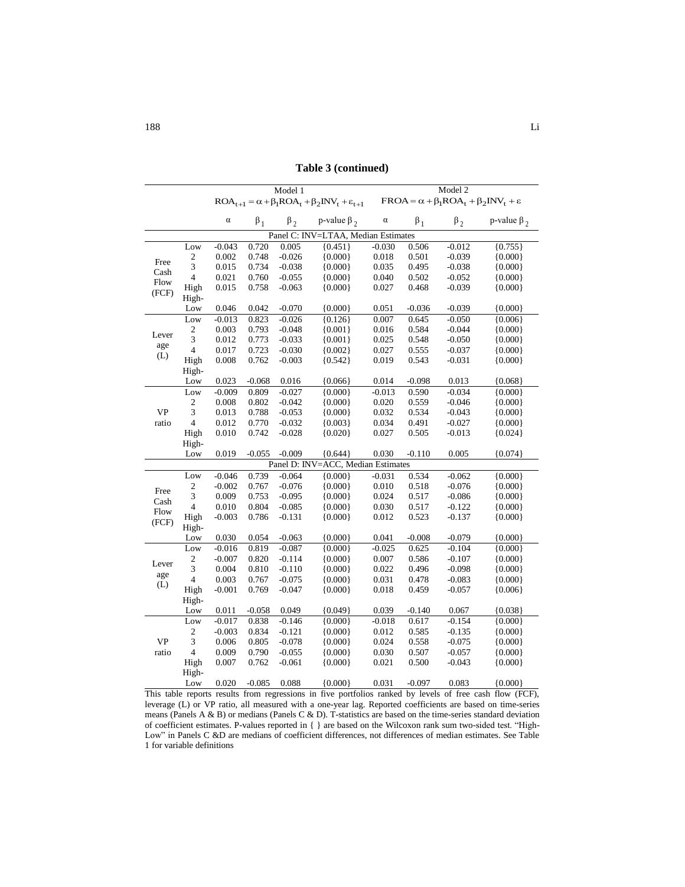**Table 3 (continued)**

| | | Model 1 $ROA_{t+1} = \alpha + \beta_1 ROA_t + \beta_2 INV_t + \varepsilon_{t+1}$ | | | | Model 2 $FROA = \alpha + \beta_1 ROA_t + \beta_2 INV_t + \varepsilon$ | | | |
|---|---|---|---|---|---|---|---|---|---|
| | | $\alpha$ | $\beta_1$ | $\beta_2$ | p-value $\beta_2$ | $\alpha$ | $\beta_1$ | $\beta_2$ | p-value $\beta_2$ |
| **Panel C: INV=LTAA, Median Estimates** | | | | | | | | | |
| Free Cash Flow (FCF) | Low | -0.043 | 0.720 | 0.005 | {0.451} | -0.030 | 0.506 | -0.012 | {0.755} |
| | 2 | 0.002 | 0.748 | -0.026 | {0.000} | 0.018 | 0.501 | -0.039 | {0.000} |
| | 3 | 0.015 | 0.734 | -0.038 | {0.000} | 0.035 | 0.495 | -0.038 | {0.000} |
| | 4 | 0.021 | 0.760 | -0.055 | {0.000} | 0.040 | 0.502 | -0.052 | {0.000} |
| | High | 0.015 | 0.758 | -0.063 | {0.000} | 0.027 | 0.468 | -0.039 | {0.000} |
| | High-Low | 0.046 | 0.042 | -0.070 | {0.000} | 0.051 | -0.036 | -0.039 | {0.000} |
| Leverage (L) | Low | -0.013 | 0.823 | -0.026 | {0.126} | 0.007 | 0.645 | -0.050 | {0.006} |
| | 2 | 0.003 | 0.793 | -0.048 | {0.001} | 0.016 | 0.584 | -0.044 | {0.000} |
| | 3 | 0.012 | 0.773 | -0.033 | {0.001} | 0.025 | 0.548 | -0.050 | {0.000} |
| | 4 | 0.017 | 0.723 | -0.030 | {0.002} | 0.027 | 0.555 | -0.037 | {0.000} |
| | High | 0.008 | 0.762 | -0.003 | {0.542} | 0.019 | 0.543 | -0.031 | {0.000} |
| | High-Low | 0.023 | -0.068 | 0.016 | {0.066} | 0.014 | -0.098 | 0.013 | {0.068} |
| VP ratio | Low | -0.009 | 0.809 | -0.027 | {0.000} | -0.013 | 0.590 | -0.034 | {0.000} |
| | 2 | 0.008 | 0.802 | -0.042 | {0.000} | 0.020 | 0.559 | -0.046 | {0.000} |
| | 3 | 0.013 | 0.788 | -0.053 | {0.000} | 0.032 | 0.534 | -0.043 | {0.000} |
| | 4 | 0.012 | 0.770 | -0.032 | {0.003} | 0.034 | 0.491 | -0.027 | {0.000} |
| | High | 0.010 | 0.742 | -0.028 | {0.020} | 0.027 | 0.505 | -0.013 | {0.024} |
| | High-Low | 0.019 | -0.055 | -0.009 | {0.644} | 0.030 | -0.110 | 0.005 | {0.074} |
| **Panel D: INV=ACC, Median Estimates** | | | | | | | | | |
| Free Cash Flow (FCF) | Low | -0.046 | 0.739 | -0.064 | {0.000} | -0.031 | 0.534 | -0.062 | {0.000} |
| | 2 | -0.002 | 0.767 | -0.076 | {0.000} | 0.010 | 0.518 | -0.076 | {0.000} |
| | 3 | 0.009 | 0.753 | -0.095 | {0.000} | 0.024 | 0.517 | -0.086 | {0.000} |
| | 4 | 0.010 | 0.804 | -0.085 | {0.000} | 0.030 | 0.517 | -0.122 | {0.000} |
| | High | -0.003 | 0.786 | -0.131 | {0.000} | 0.012 | 0.523 | -0.137 | {0.000} |
| | High-Low | 0.030 | 0.054 | -0.063 | {0.000} | 0.041 | -0.008 | -0.079 | {0.000} |
| Leverage (L) | Low | -0.016 | 0.819 | -0.087 | {0.000} | -0.025 | 0.625 | -0.104 | {0.000} |
| | 2 | -0.007 | 0.820 | -0.114 | {0.000} | 0.007 | 0.586 | -0.107 | {0.000} |
| | 3 | 0.004 | 0.810 | -0.110 | {0.000} | 0.022 | 0.496 | -0.098 | {0.000} |
| | 4 | 0.003 | 0.767 | -0.075 | {0.000} | 0.031 | 0.478 | -0.083 | {0.000} |
| | High | -0.001 | 0.769 | -0.047 | {0.000} | 0.018 | 0.459 | -0.057 | {0.006} |
| | High-Low | 0.011 | -0.058 | 0.049 | {0.049} | 0.039 | -0.140 | 0.067 | {0.038} |
| VP ratio | Low | -0.017 | 0.838 | -0.146 | {0.000} | -0.018 | 0.617 | -0.154 | {0.000} |
| | 2 | -0.003 | 0.834 | -0.121 | {0.000} | 0.012 | 0.585 | -0.135 | {0.000} |
| | 3 | 0.006 | 0.805 | -0.078 | {0.000} | 0.024 | 0.558 | -0.075 | {0.000} |
| | 4 | 0.009 | 0.790 | -0.055 | {0.000} | 0.030 | 0.507 | -0.057 | {0.000} |
| | High | 0.007 | 0.762 | -0.061 | {0.000} | 0.021 | 0.500 | -0.043 | {0.000} |
| | High-Low | 0.020 | -0.085 | 0.088 | {0.000} | 0.031 | -0.097 | 0.083 | {0.000} |

This table reports results from regressions in five portfolios ranked by levels of free cash flow (FCF), leverage (L) or VP ratio, all measured with a one-year lag. Reported coefficients are based on time-series means (Panels A & B) or medians (Panels C & D). T-statistics are based on the time-series standard deviation of coefficient estimates. P-values reported in { } are based on the Wilcoxon rank sum two-sided test. "High-Low" in Panels C &D are medians of coefficient differences, not differences of median estimates. See Table 1 for variable definitions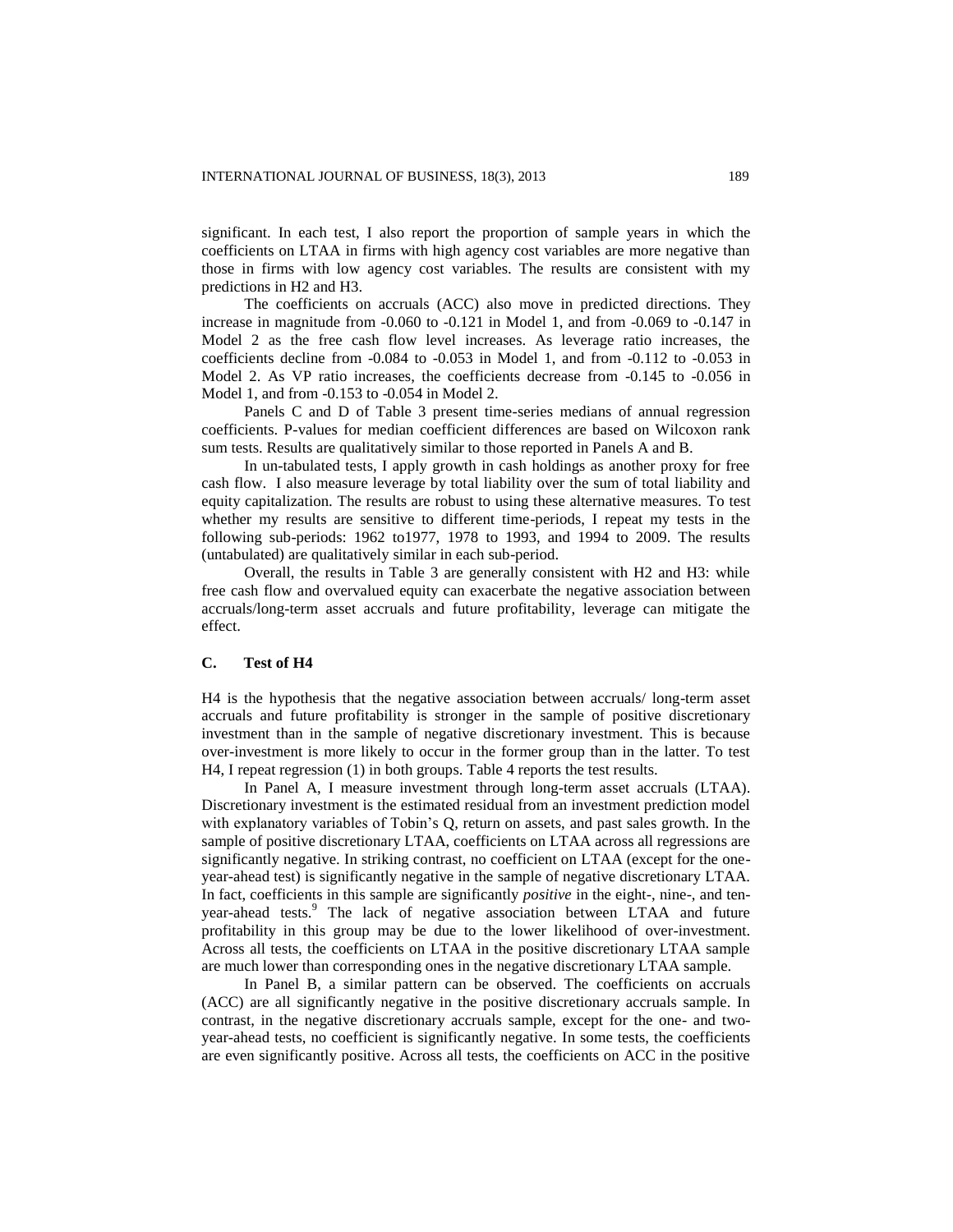significant. In each test, I also report the proportion of sample years in which the coefficients on LTAA in firms with high agency cost variables are more negative than those in firms with low agency cost variables. The results are consistent with my predictions in H2 and H3.

The coefficients on accruals (ACC) also move in predicted directions. They increase in magnitude from -0.060 to -0.121 in Model 1, and from -0.069 to -0.147 in Model 2 as the free cash flow level increases. As leverage ratio increases, the coefficients decline from -0.084 to -0.053 in Model 1, and from -0.112 to -0.053 in Model 2. As VP ratio increases, the coefficients decrease from -0.145 to -0.056 in Model 1, and from -0.153 to -0.054 in Model 2.

Panels C and D of Table 3 present time-series medians of annual regression coefficients. P-values for median coefficient differences are based on Wilcoxon rank sum tests. Results are qualitatively similar to those reported in Panels A and B.

In un-tabulated tests, I apply growth in cash holdings as another proxy for free cash flow. I also measure leverage by total liability over the sum of total liability and equity capitalization. The results are robust to using these alternative measures. To test whether my results are sensitive to different time-periods, I repeat my tests in the following sub-periods: 1962 to1977, 1978 to 1993, and 1994 to 2009. The results (untabulated) are qualitatively similar in each sub-period.

Overall, the results in Table 3 are generally consistent with H2 and H3: while free cash flow and overvalued equity can exacerbate the negative association between accruals/long-term asset accruals and future profitability, leverage can mitigate the effect.

### C. Test of H4

H4 is the hypothesis that the negative association between accruals/ long-term asset accruals and future profitability is stronger in the sample of positive discretionary investment than in the sample of negative discretionary investment. This is because over-investment is more likely to occur in the former group than in the latter. To test H4, I repeat regression (1) in both groups. Table 4 reports the test results.

In Panel A, I measure investment through long-term asset accruals (LTAA). Discretionary investment is the estimated residual from an investment prediction model with explanatory variables of Tobin's Q, return on assets, and past sales growth. In the sample of positive discretionary LTAA, coefficients on LTAA across all regressions are significantly negative. In striking contrast, no coefficient on LTAA (except for the one-year-ahead test) is significantly negative in the sample of negative discretionary LTAA. In fact, coefficients in this sample are significantly *positive* in the eight-, nine-, and ten-year-ahead tests.[9] The lack of negative association between LTAA and future profitability in this group may be due to the lower likelihood of over-investment. Across all tests, the coefficients on LTAA in the positive discretionary LTAA sample are much lower than corresponding ones in the negative discretionary LTAA sample.

In Panel B, a similar pattern can be observed. The coefficients on accruals (ACC) are all significantly negative in the positive discretionary accruals sample. In contrast, in the negative discretionary accruals sample, except for the one- and two-year-ahead tests, no coefficient is significantly negative. In some tests, the coefficients are even significantly positive. Across all tests, the coefficients on ACC in the positive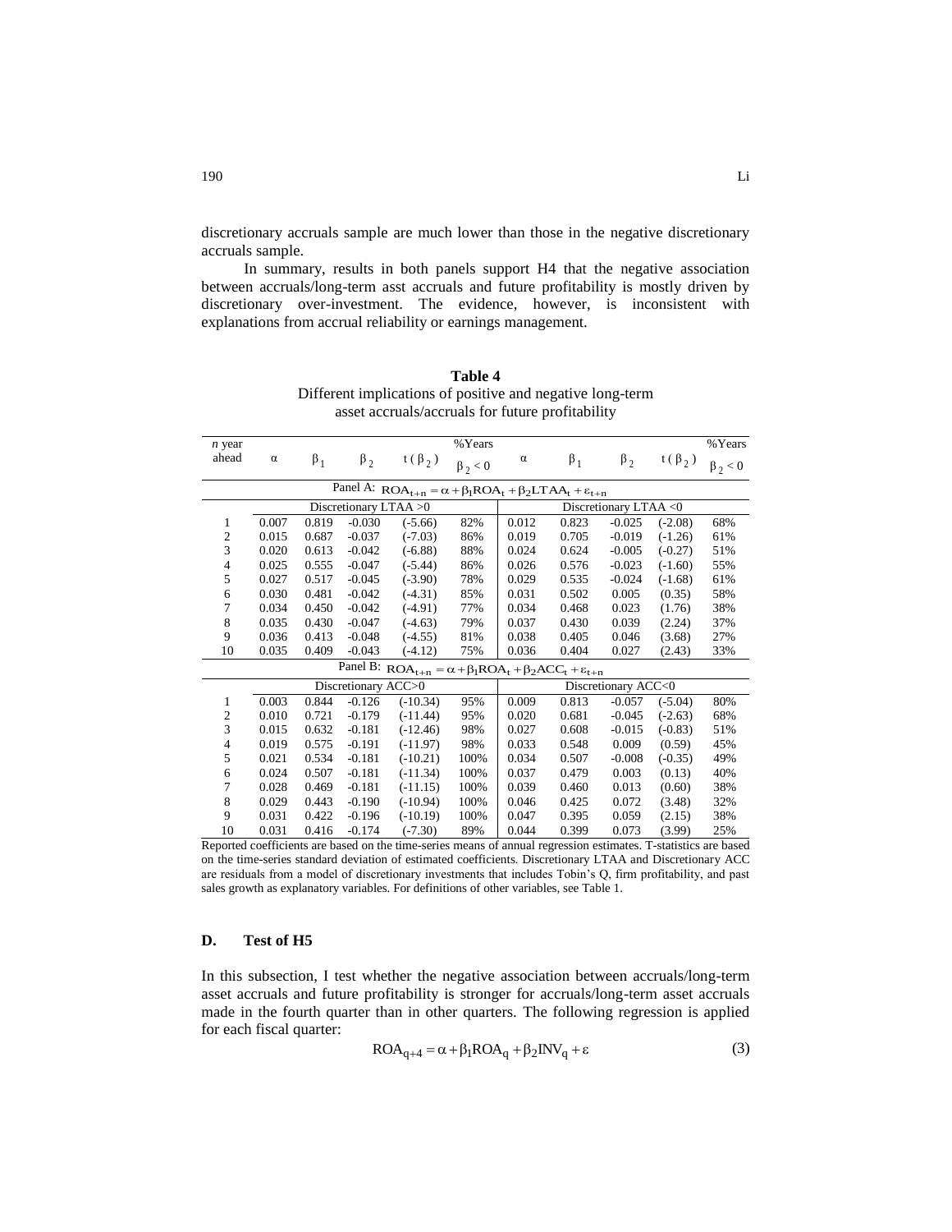discretionary accruals sample are much lower than those in the negative discretionary accruals sample.

In summary, results in both panels support H4 that the negative association between accruals/long-term asst accruals and future profitability is mostly driven by discretionary over-investment. The evidence, however, is inconsistent with explanations from accrual reliability or earnings management.

**Table 4**
Different implications of positive and negative long-term asset accruals/accruals for future profitability

| *n* year ahead | $\alpha$ | $\beta_1$ | $\beta_2$ | $t(\beta_2)$ | %Years $\beta_2 < 0$ | $\alpha$ | $\beta_1$ | $\beta_2$ | $t(\beta_2)$ | %Years $\beta_2 < 0$ |
|---|---|---|---|---|---|---|---|---|---|---|
| Panel A: $ROA_{t+n} = \alpha + \beta_1 ROA_t + \beta_2 LTAA_t + \varepsilon_{t+n}$ | | | | | | | | | | |
| | Discretionary LTAA >0 | | | | | Discretionary LTAA <0 | | | | |
| 1 | 0.007 | 0.819 | -0.030 | (-5.66) | 82% | 0.012 | 0.823 | -0.025 | (-2.08) | 68% |
| 2 | 0.015 | 0.687 | -0.037 | (-7.03) | 86% | 0.019 | 0.705 | -0.019 | (-1.26) | 61% |
| 3 | 0.020 | 0.613 | -0.042 | (-6.88) | 88% | 0.024 | 0.624 | -0.005 | (-0.27) | 51% |
| 4 | 0.025 | 0.555 | -0.047 | (-5.44) | 86% | 0.026 | 0.576 | -0.023 | (-1.60) | 55% |
| 5 | 0.027 | 0.517 | -0.045 | (-3.90) | 78% | 0.029 | 0.535 | -0.024 | (-1.68) | 61% |
| 6 | 0.030 | 0.481 | -0.042 | (-4.31) | 85% | 0.031 | 0.502 | 0.005 | (0.35) | 58% |
| 7 | 0.034 | 0.450 | -0.042 | (-4.91) | 77% | 0.034 | 0.468 | 0.023 | (1.76) | 38% |
| 8 | 0.035 | 0.430 | -0.047 | (-4.63) | 79% | 0.037 | 0.430 | 0.039 | (2.24) | 37% |
| 9 | 0.036 | 0.413 | -0.048 | (-4.55) | 81% | 0.038 | 0.405 | 0.046 | (3.68) | 27% |
| 10 | 0.035 | 0.409 | -0.043 | (-4.12) | 75% | 0.036 | 0.404 | 0.027 | (2.43) | 33% |
| Panel B: $ROA_{t+n} = \alpha + \beta_1 ROA_t + \beta_2 ACC_t + \varepsilon_{t+n}$ | | | | | | | | | | |
| | Discretionary ACC>0 | | | | | Discretionary ACC<0 | | | | |
| 1 | 0.003 | 0.844 | -0.126 | (-10.34) | 95% | 0.009 | 0.813 | -0.057 | (-5.04) | 80% |
| 2 | 0.010 | 0.721 | -0.179 | (-11.44) | 95% | 0.020 | 0.681 | -0.045 | (-2.63) | 68% |
| 3 | 0.015 | 0.632 | -0.181 | (-12.46) | 98% | 0.027 | 0.608 | -0.015 | (-0.83) | 51% |
| 4 | 0.019 | 0.575 | -0.191 | (-11.97) | 98% | 0.033 | 0.548 | 0.009 | (0.59) | 45% |
| 5 | 0.021 | 0.534 | -0.181 | (-10.21) | 100% | 0.034 | 0.507 | -0.008 | (-0.35) | 49% |
| 6 | 0.024 | 0.507 | -0.181 | (-11.34) | 100% | 0.037 | 0.479 | 0.003 | (0.13) | 40% |
| 7 | 0.028 | 0.469 | -0.181 | (-11.15) | 100% | 0.039 | 0.460 | 0.013 | (0.60) | 38% |
| 8 | 0.029 | 0.443 | -0.190 | (-10.94) | 100% | 0.046 | 0.425 | 0.072 | (3.48) | 32% |
| 9 | 0.031 | 0.422 | -0.196 | (-10.19) | 100% | 0.047 | 0.395 | 0.059 | (2.15) | 38% |
| 10 | 0.031 | 0.416 | -0.174 | (-7.30) | 89% | 0.044 | 0.399 | 0.073 | (3.99) | 25% |

Reported coefficients are based on the time-series means of annual regression estimates. T-statistics are based on the time-series standard deviation of estimated coefficients. Discretionary LTAA and Discretionary ACC are residuals from a model of discretionary investments that includes Tobin's Q, firm profitability, and past sales growth as explanatory variables. For definitions of other variables, see Table 1.

### D. Test of H5

In this subsection, I test whether the negative association between accruals/long-term asset accruals and future profitability is stronger for accruals/long-term asset accruals made in the fourth quarter than in other quarters. The following regression is applied for each fiscal quarter:

$$ROA_{q+4} = \alpha + \beta_1 ROA_q + \beta_2 INV_q + \varepsilon \tag{3}$$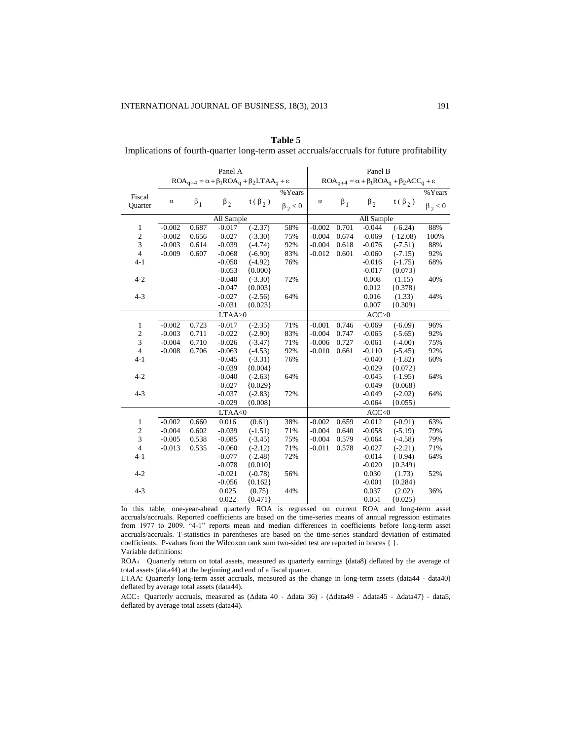**Table 5**

Implications of fourth-quarter long-term asset accruals/accruals for future profitability

| | Panel A | | | | | Panel B | | | | |
|---|---|---|---|---|---|---|---|---|---|---|
| | $ROA_{q+4} = \alpha + \beta_1 ROA_q + \beta_2 LTAA_q + \varepsilon$ | | | | | $ROA_{q+4} = \alpha + \beta_1 ROA_q + \beta_2 ACC_q + \varepsilon$ | | | | |
| Fiscal Quarter | $\alpha$ | $\beta_1$ | $\beta_2$ | $t(\beta_2)$ | %Years $\beta_2 < 0$ | $\alpha$ | $\beta_1$ | $\beta_2$ | $t(\beta_2)$ | %Years $\beta_2 < 0$ |
| | All Sample | | | | | All Sample | | | | |
| 1 | -0.002 | 0.687 | -0.017 | (-2.37) | 58% | -0.002 | 0.701 | -0.044 | (-6.24) | 88% |
| 2 | -0.002 | 0.656 | -0.027 | (-3.30) | 75% | -0.004 | 0.674 | -0.069 | (-12.08) | 100% |
| 3 | -0.003 | 0.614 | -0.039 | (-4.74) | 92% | -0.004 | 0.618 | -0.076 | (-7.51) | 88% |
| 4 | -0.009 | 0.607 | -0.068 | (-6.90) | 83% | -0.012 | 0.601 | -0.060 | (-7.15) | 92% |
| 4-1 | | | -0.050 | (-4.92) | 76% | | | -0.016 | (-1.75) | 68% |
| | | | -0.053 | {0.000} | | | | -0.017 | {0.073} | |
| 4-2 | | | -0.040 | (-3.30) | 72% | | | 0.008 | (1.15) | 40% |
| | | | -0.047 | {0.003} | | | | 0.012 | {0.378} | |
| 4-3 | | | -0.027 | (-2.56) | 64% | | | 0.016 | (1.33) | 44% |
| | | | -0.031 | {0.023} | | | | 0.007 | {0.309} | |
| | LTAA>0 | | | | | ACC>0 | | | | |
| 1 | -0.002 | 0.723 | -0.017 | (-2.35) | 71% | -0.001 | 0.746 | -0.069 | (-6.09) | 96% |
| 2 | -0.003 | 0.711 | -0.022 | (-2.90) | 83% | -0.004 | 0.747 | -0.065 | (-5.65) | 92% |
| 3 | -0.004 | 0.710 | -0.026 | (-3.47) | 71% | -0.006 | 0.727 | -0.061 | (-4.00) | 75% |
| 4 | -0.008 | 0.706 | -0.063 | (-4.53) | 92% | -0.010 | 0.661 | -0.110 | (-5.45) | 92% |
| 4-1 | | | -0.045 | (-3.31) | 76% | | | -0.040 | (-1.82) | 60% |
| | | | -0.039 | {0.004} | | | | -0.029 | {0.072} | |
| 4-2 | | | -0.040 | (-2.63) | 64% | | | -0.045 | (-1.95) | 64% |
| | | | -0.027 | {0.029} | | | | -0.049 | {0.068} | |
| 4-3 | | | -0.037 | (-2.83) | 72% | | | -0.049 | (-2.02) | 64% |
| | | | -0.029 | {0.008} | | | | -0.064 | {0.055} | |
| | LTAA<0 | | | | | ACC<0 | | | | |
| 1 | -0.002 | 0.660 | 0.016 | (0.61) | 38% | -0.002 | 0.659 | -0.012 | (-0.91) | 63% |
| 2 | -0.004 | 0.602 | -0.039 | (-1.51) | 71% | -0.004 | 0.640 | -0.058 | (-5.19) | 79% |
| 3 | -0.005 | 0.538 | -0.085 | (-3.45) | 75% | -0.004 | 0.579 | -0.064 | (-4.58) | 79% |
| 4 | -0.013 | 0.535 | -0.060 | (-2.12) | 71% | -0.011 | 0.578 | -0.027 | (-2.21) | 71% |
| 4-1 | | | -0.077 | (-2.48) | 72% | | | -0.014 | (-0.94) | 64% |
| | | | -0.078 | {0.010} | | | | -0.020 | {0.349} | |
| 4-2 | | | -0.021 | (-0.78) | 56% | | | 0.030 | (1.73) | 52% |
| | | | -0.056 | {0.162} | | | | -0.001 | {0.284} | |
| 4-3 | | | 0.025 | (0.75) | 44% | | | 0.037 | (2.02) | 36% |
| | | | 0.022 | {0.471} | | | | 0.051 | {0.025} | |

In this table, one-year-ahead quarterly ROA is regressed on current ROA and long-term asset accruals/accruals. Reported coefficients are based on the time-series means of annual regression estimates from 1977 to 2009. "4-1" reports mean and median differences in coefficients before long-term asset accruals/accruals. T-statistics in parentheses are based on the time-series standard deviation of estimated coefficients. P-values from the Wilcoxon rank sum two-sided test are reported in braces { }.

Variable definitions:

ROA： Quarterly return on total assets, measured as quarterly earnings (data8) deflated by the average of total assets (data44) at the beginning and end of a fiscal quarter.

LTAA: Quarterly long-term asset accruals, measured as the change in long-term assets (data44 - data40) deflated by average total assets (data44).

ACC：Quarterly accruals, measured as (Δdata 40 - Δdata 36) - (Δdata49 - Δdata45 - Δdata47) - data5, deflated by average total assets (data44).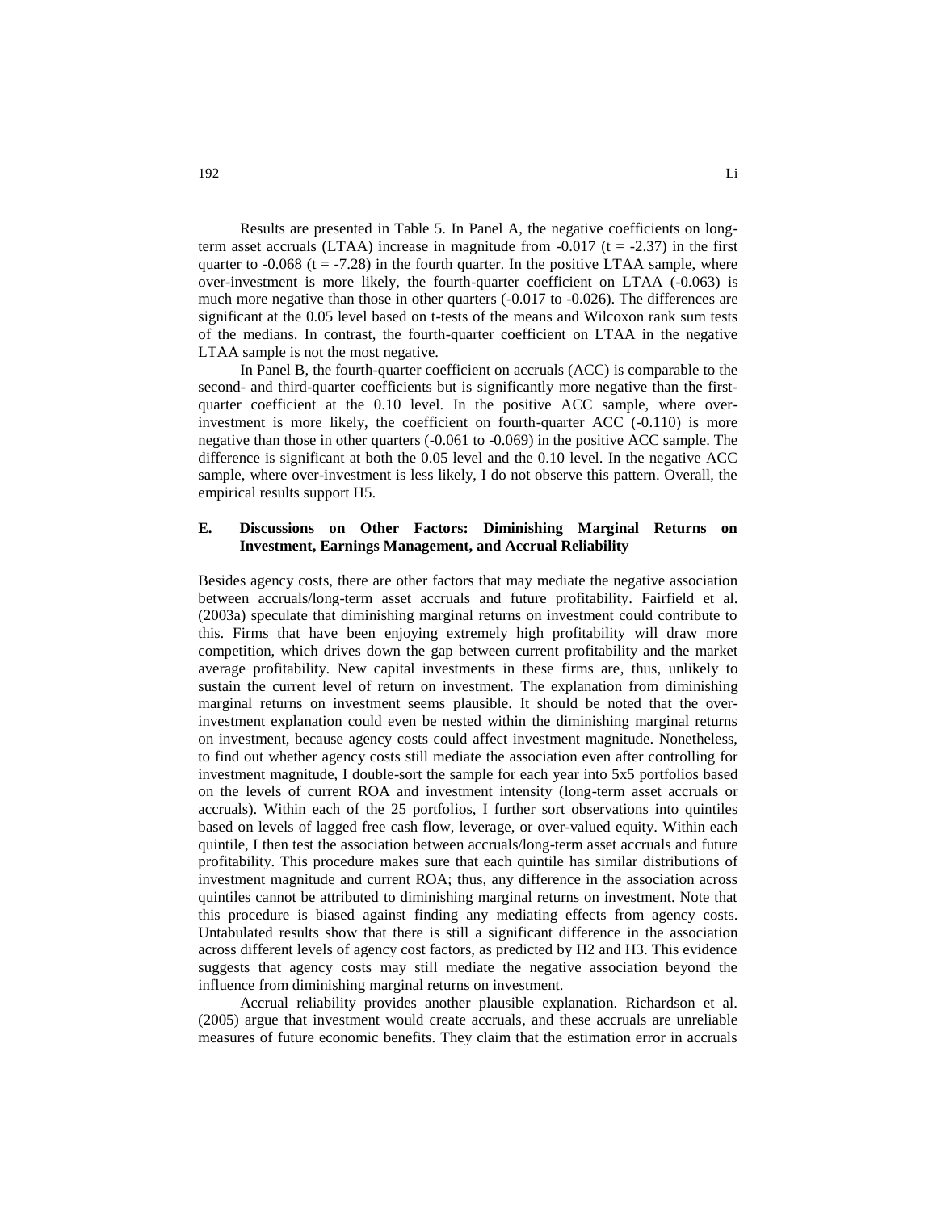Results are presented in Table 5. In Panel A, the negative coefficients on long-term asset accruals (LTAA) increase in magnitude from -0.017 (t = -2.37) in the first quarter to -0.068 (t = -7.28) in the fourth quarter. In the positive LTAA sample, where over-investment is more likely, the fourth-quarter coefficient on LTAA (-0.063) is much more negative than those in other quarters (-0.017 to -0.026). The differences are significant at the 0.05 level based on t-tests of the means and Wilcoxon rank sum tests of the medians. In contrast, the fourth-quarter coefficient on LTAA in the negative LTAA sample is not the most negative.

In Panel B, the fourth-quarter coefficient on accruals (ACC) is comparable to the second- and third-quarter coefficients but is significantly more negative than the first-quarter coefficient at the 0.10 level. In the positive ACC sample, where over-investment is more likely, the coefficient on fourth-quarter ACC (-0.110) is more negative than those in other quarters (-0.061 to -0.069) in the positive ACC sample. The difference is significant at both the 0.05 level and the 0.10 level. In the negative ACC sample, where over-investment is less likely, I do not observe this pattern. Overall, the empirical results support H5.

### E. Discussions on Other Factors: Diminishing Marginal Returns on Investment, Earnings Management, and Accrual Reliability

Besides agency costs, there are other factors that may mediate the negative association between accruals/long-term asset accruals and future profitability. Fairfield et al. (2003a) speculate that diminishing marginal returns on investment could contribute to this. Firms that have been enjoying extremely high profitability will draw more competition, which drives down the gap between current profitability and the market average profitability. New capital investments in these firms are, thus, unlikely to sustain the current level of return on investment. The explanation from diminishing marginal returns on investment seems plausible. It should be noted that the over-investment explanation could even be nested within the diminishing marginal returns on investment, because agency costs could affect investment magnitude. Nonetheless, to find out whether agency costs still mediate the association even after controlling for investment magnitude, I double-sort the sample for each year into 5x5 portfolios based on the levels of current ROA and investment intensity (long-term asset accruals or accruals). Within each of the 25 portfolios, I further sort observations into quintiles based on levels of lagged free cash flow, leverage, or over-valued equity. Within each quintile, I then test the association between accruals/long-term asset accruals and future profitability. This procedure makes sure that each quintile has similar distributions of investment magnitude and current ROA; thus, any difference in the association across quintiles cannot be attributed to diminishing marginal returns on investment. Note that this procedure is biased against finding any mediating effects from agency costs. Untabulated results show that there is still a significant difference in the association across different levels of agency cost factors, as predicted by H2 and H3. This evidence suggests that agency costs may still mediate the negative association beyond the influence from diminishing marginal returns on investment.

Accrual reliability provides another plausible explanation. Richardson et al. (2005) argue that investment would create accruals, and these accruals are unreliable measures of future economic benefits. They claim that the estimation error in accruals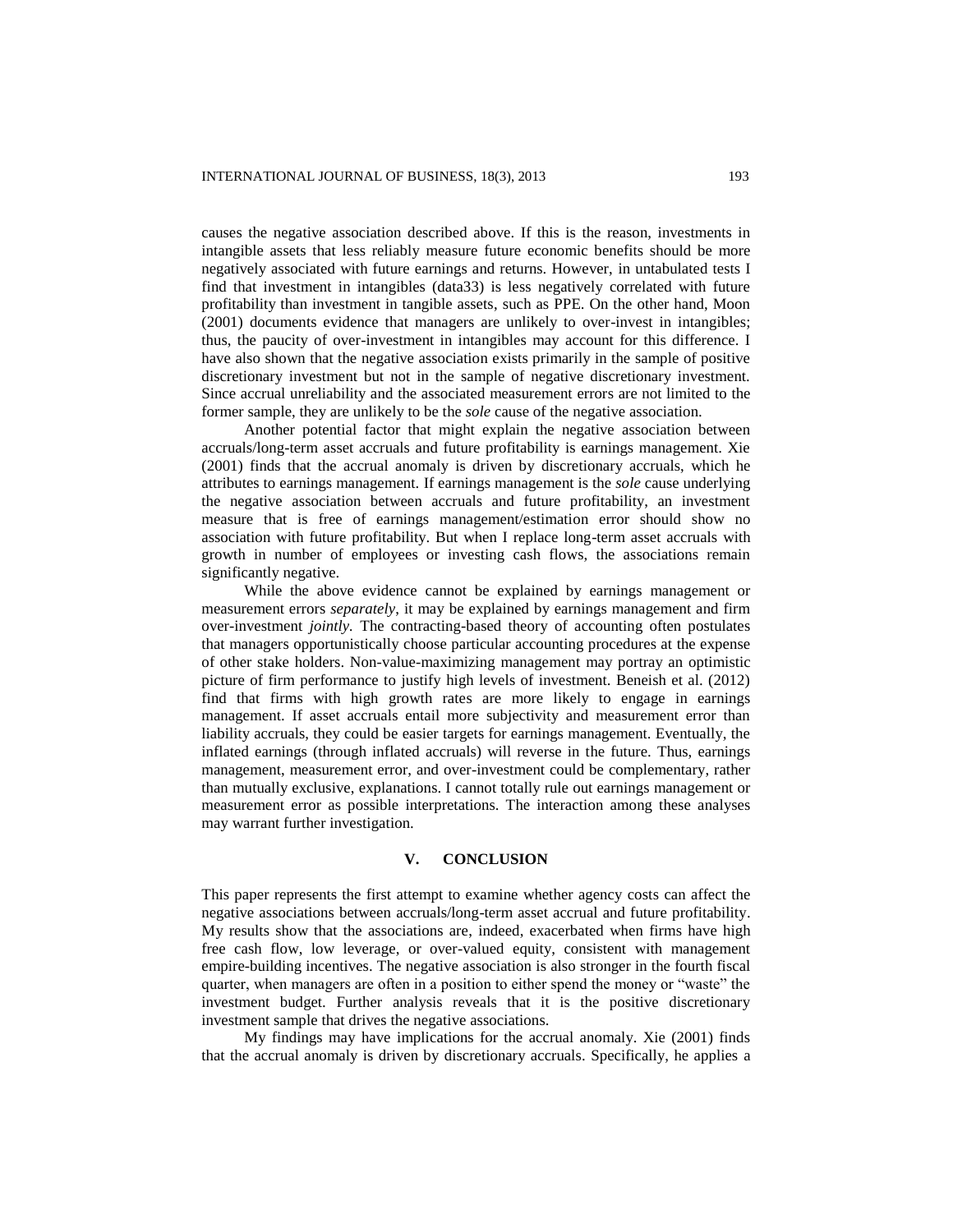causes the negative association described above. If this is the reason, investments in intangible assets that less reliably measure future economic benefits should be more negatively associated with future earnings and returns. However, in untabulated tests I find that investment in intangibles (data33) is less negatively correlated with future profitability than investment in tangible assets, such as PPE. On the other hand, Moon (2001) documents evidence that managers are unlikely to over-invest in intangibles; thus, the paucity of over-investment in intangibles may account for this difference. I have also shown that the negative association exists primarily in the sample of positive discretionary investment but not in the sample of negative discretionary investment. Since accrual unreliability and the associated measurement errors are not limited to the former sample, they are unlikely to be the *sole* cause of the negative association.

Another potential factor that might explain the negative association between accruals/long-term asset accruals and future profitability is earnings management. Xie (2001) finds that the accrual anomaly is driven by discretionary accruals, which he attributes to earnings management. If earnings management is the *sole* cause underlying the negative association between accruals and future profitability, an investment measure that is free of earnings management/estimation error should show no association with future profitability. But when I replace long-term asset accruals with growth in number of employees or investing cash flows, the associations remain significantly negative.

While the above evidence cannot be explained by earnings management or measurement errors *separately*, it may be explained by earnings management and firm over-investment *jointly*. The contracting-based theory of accounting often postulates that managers opportunistically choose particular accounting procedures at the expense of other stake holders. Non-value-maximizing management may portray an optimistic picture of firm performance to justify high levels of investment. Beneish et al. (2012) find that firms with high growth rates are more likely to engage in earnings management. If asset accruals entail more subjectivity and measurement error than liability accruals, they could be easier targets for earnings management. Eventually, the inflated earnings (through inflated accruals) will reverse in the future. Thus, earnings management, measurement error, and over-investment could be complementary, rather than mutually exclusive, explanations. I cannot totally rule out earnings management or measurement error as possible interpretations. The interaction among these analyses may warrant further investigation.

## V. CONCLUSION

This paper represents the first attempt to examine whether agency costs can affect the negative associations between accruals/long-term asset accrual and future profitability. My results show that the associations are, indeed, exacerbated when firms have high free cash flow, low leverage, or over-valued equity, consistent with management empire-building incentives. The negative association is also stronger in the fourth fiscal quarter, when managers are often in a position to either spend the money or "waste" the investment budget. Further analysis reveals that it is the positive discretionary investment sample that drives the negative associations.

My findings may have implications for the accrual anomaly. Xie (2001) finds that the accrual anomaly is driven by discretionary accruals. Specifically, he applies a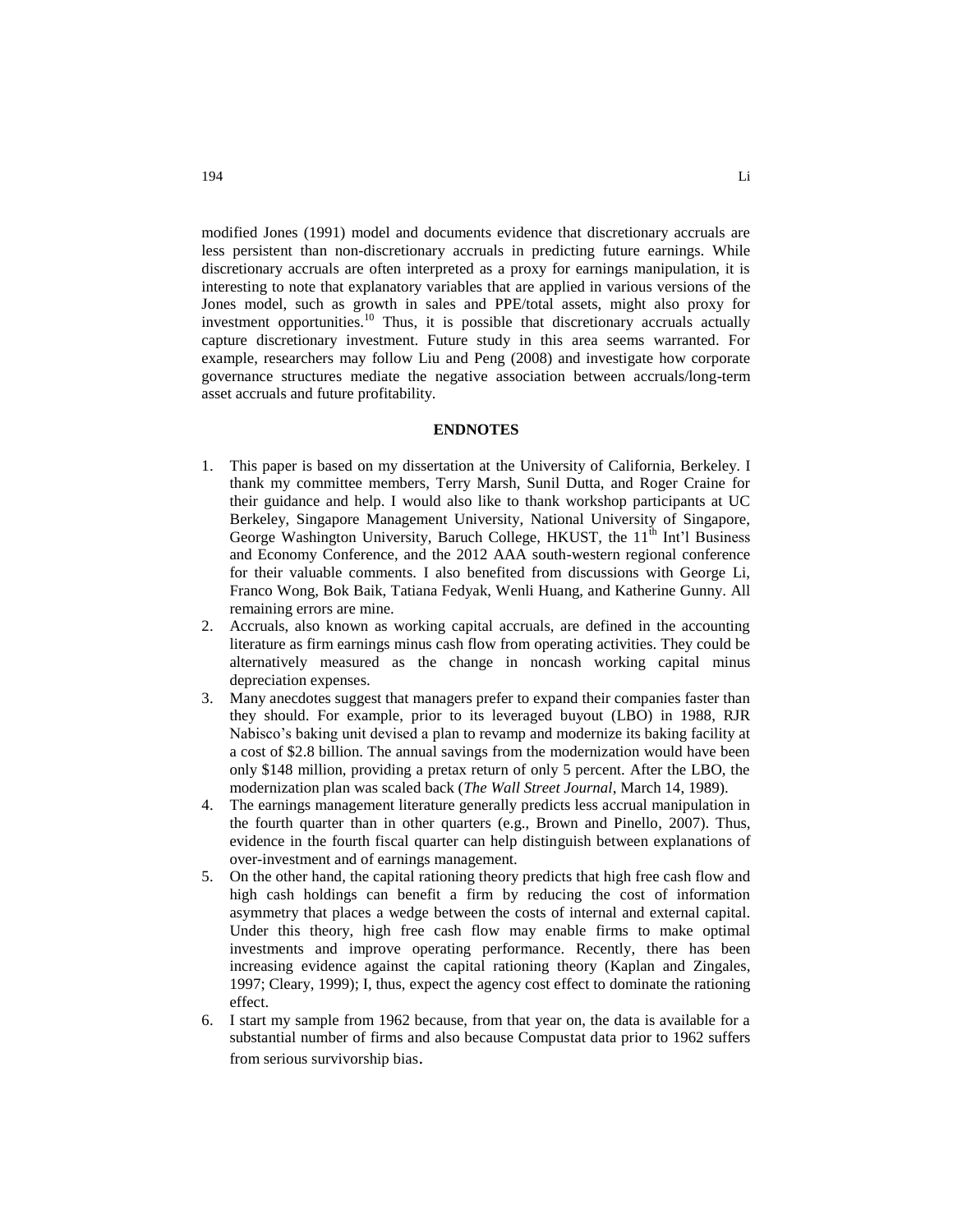modified Jones (1991) model and documents evidence that discretionary accruals are less persistent than non-discretionary accruals in predicting future earnings. While discretionary accruals are often interpreted as a proxy for earnings manipulation, it is interesting to note that explanatory variables that are applied in various versions of the Jones model, such as growth in sales and PPE/total assets, might also proxy for investment opportunities.[10] Thus, it is possible that discretionary accruals actually capture discretionary investment. Future study in this area seems warranted. For example, researchers may follow Liu and Peng (2008) and investigate how corporate governance structures mediate the negative association between accruals/long-term asset accruals and future profitability.

## ENDNOTES

1. This paper is based on my dissertation at the University of California, Berkeley. I thank my committee members, Terry Marsh, Sunil Dutta, and Roger Craine for their guidance and help. I would also like to thank workshop participants at UC Berkeley, Singapore Management University, National University of Singapore, George Washington University, Baruch College, HKUST, the 11th Int'l Business and Economy Conference, and the 2012 AAA south-western regional conference for their valuable comments. I also benefited from discussions with George Li, Franco Wong, Bok Baik, Tatiana Fedyak, Wenli Huang, and Katherine Gunny. All remaining errors are mine.
2. Accruals, also known as working capital accruals, are defined in the accounting literature as firm earnings minus cash flow from operating activities. They could be alternatively measured as the change in noncash working capital minus depreciation expenses.
3. Many anecdotes suggest that managers prefer to expand their companies faster than they should. For example, prior to its leveraged buyout (LBO) in 1988, RJR Nabisco's baking unit devised a plan to revamp and modernize its baking facility at a cost of \$2.8 billion. The annual savings from the modernization would have been only \$148 million, providing a pretax return of only 5 percent. After the LBO, the modernization plan was scaled back (*The Wall Street Journal*, March 14, 1989).
4. The earnings management literature generally predicts less accrual manipulation in the fourth quarter than in other quarters (e.g., Brown and Pinello, 2007). Thus, evidence in the fourth fiscal quarter can help distinguish between explanations of over-investment and of earnings management.
5. On the other hand, the capital rationing theory predicts that high free cash flow and high cash holdings can benefit a firm by reducing the cost of information asymmetry that places a wedge between the costs of internal and external capital. Under this theory, high free cash flow may enable firms to make optimal investments and improve operating performance. Recently, there has been increasing evidence against the capital rationing theory (Kaplan and Zingales, 1997; Cleary, 1999); I, thus, expect the agency cost effect to dominate the rationing effect.
6. I start my sample from 1962 because, from that year on, the data is available for a substantial number of firms and also because Compustat data prior to 1962 suffers from serious survivorship bias.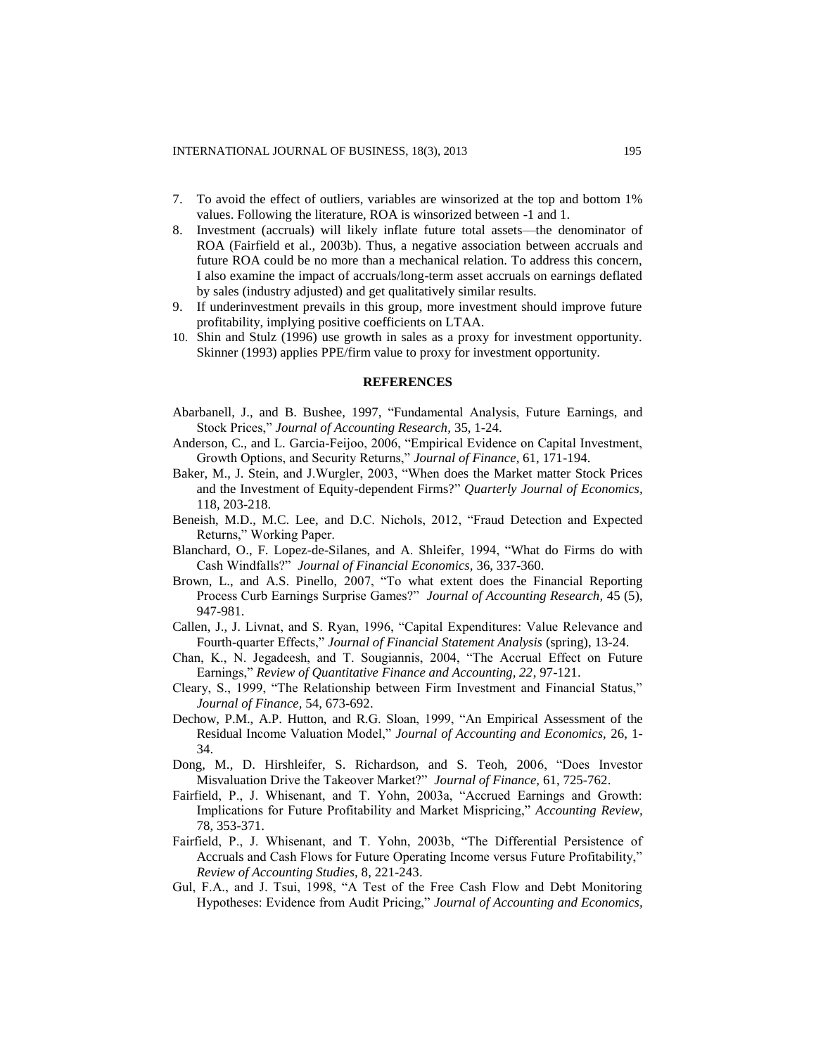7. To avoid the effect of outliers, variables are winsorized at the top and bottom 1% values. Following the literature, ROA is winsorized between -1 and 1.
8. Investment (accruals) will likely inflate future total assets—the denominator of ROA (Fairfield et al., 2003b). Thus, a negative association between accruals and future ROA could be no more than a mechanical relation. To address this concern, I also examine the impact of accruals/long-term asset accruals on earnings deflated by sales (industry adjusted) and get qualitatively similar results.
9. If underinvestment prevails in this group, more investment should improve future profitability, implying positive coefficients on LTAA.
10. Shin and Stulz (1996) use growth in sales as a proxy for investment opportunity. Skinner (1993) applies PPE/firm value to proxy for investment opportunity.

## REFERENCES

Abarbanell, J., and B. Bushee, 1997, "Fundamental Analysis, Future Earnings, and Stock Prices," *Journal of Accounting Research,* 35, 1-24.

Anderson, C., and L. Garcia-Feijoo, 2006, "Empirical Evidence on Capital Investment, Growth Options, and Security Returns," *Journal of Finance,* 61, 171-194.

Baker, M., J. Stein, and J.Wurgler, 2003, "When does the Market matter Stock Prices and the Investment of Equity-dependent Firms?" *Quarterly Journal of Economics*, 118, 203-218.

Beneish, M.D., M.C. Lee, and D.C. Nichols, 2012, "Fraud Detection and Expected Returns," Working Paper.

Blanchard, O., F. Lopez-de-Silanes, and A. Shleifer, 1994, "What do Firms do with Cash Windfalls?" *Journal of Financial Economics,* 36, 337-360.

Brown, L., and A.S. Pinello, 2007, "To what extent does the Financial Reporting Process Curb Earnings Surprise Games?" *Journal of Accounting Research,* 45 (5), 947-981.

Callen, J., J. Livnat, and S. Ryan, 1996, "Capital Expenditures: Value Relevance and Fourth-quarter Effects," *Journal of Financial Statement Analysis* (spring), 13-24.

Chan, K., N. Jegadeesh, and T. Sougiannis, 2004, "The Accrual Effect on Future Earnings," *Review of Quantitative Finance and Accounting, 22*, 97-121.

Cleary, S., 1999, "The Relationship between Firm Investment and Financial Status," *Journal of Finance,* 54, 673-692.

Dechow, P.M., A.P. Hutton, and R.G. Sloan, 1999, "An Empirical Assessment of the Residual Income Valuation Model," *Journal of Accounting and Economics,* 26, 1-34.

Dong, M., D. Hirshleifer, S. Richardson, and S. Teoh, 2006, "Does Investor Misvaluation Drive the Takeover Market?" *Journal of Finance,* 61, 725-762.

Fairfield, P., J. Whisenant, and T. Yohn, 2003a, "Accrued Earnings and Growth: Implications for Future Profitability and Market Mispricing," *Accounting Review,* 78, 353-371.

Fairfield, P., J. Whisenant, and T. Yohn, 2003b, "The Differential Persistence of Accruals and Cash Flows for Future Operating Income versus Future Profitability," *Review of Accounting Studies*, 8, 221-243.

Gul, F.A., and J. Tsui, 1998, "A Test of the Free Cash Flow and Debt Monitoring Hypotheses: Evidence from Audit Pricing," *Journal of Accounting and Economics*,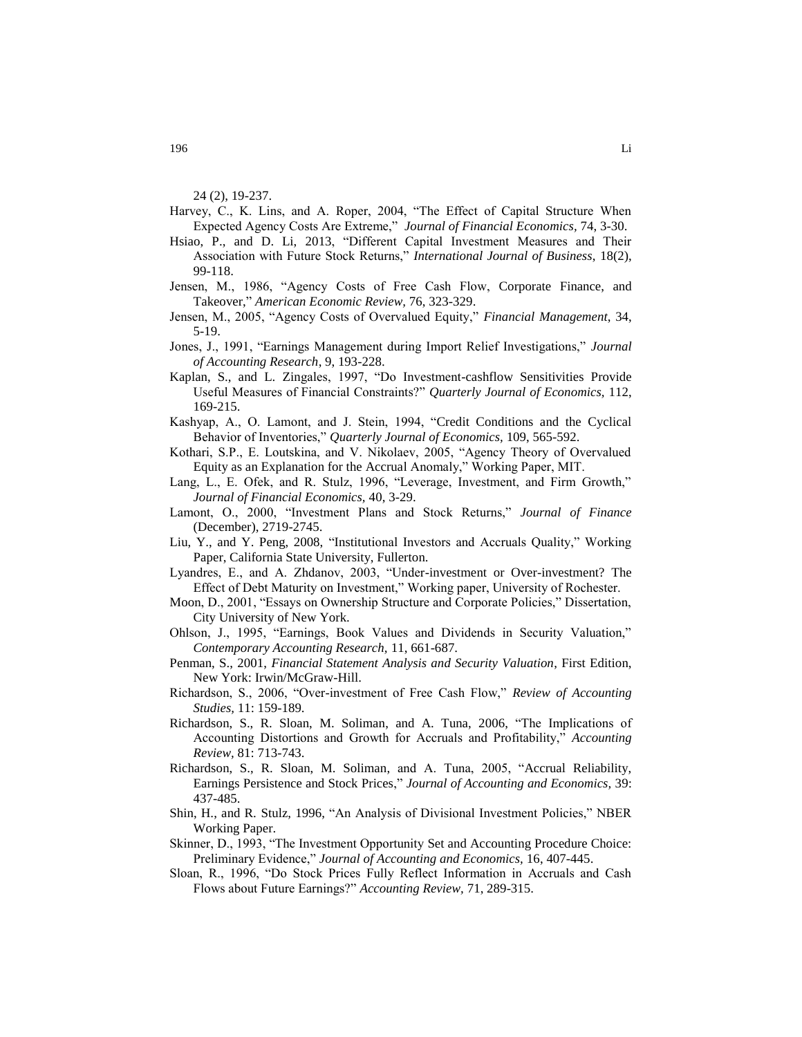24 (2), 19-237.

Harvey, C., K. Lins, and A. Roper, 2004, "The Effect of Capital Structure When Expected Agency Costs Are Extreme," *Journal of Financial Economics,* 74, 3-30.

Hsiao, P., and D. Li, 2013, "Different Capital Investment Measures and Their Association with Future Stock Returns," *International Journal of Business*, 18(2), 99-118.

Jensen, M., 1986, "Agency Costs of Free Cash Flow, Corporate Finance, and Takeover," *American Economic Review,* 76, 323-329.

Jensen, M., 2005, "Agency Costs of Overvalued Equity," *Financial Management*, 34, 5-19.

Jones, J., 1991, "Earnings Management during Import Relief Investigations," *Journal of Accounting Research*, 9, 193-228.

Kaplan, S., and L. Zingales, 1997, "Do Investment-cashflow Sensitivities Provide Useful Measures of Financial Constraints?" *Quarterly Journal of Economics,* 112, 169-215.

Kashyap, A., O. Lamont, and J. Stein, 1994, "Credit Conditions and the Cyclical Behavior of Inventories," *Quarterly Journal of Economics,* 109, 565-592.

Kothari, S.P., E. Loutskina, and V. Nikolaev, 2005, "Agency Theory of Overvalued Equity as an Explanation for the Accrual Anomaly," Working Paper, MIT.

Lang, L., E. Ofek, and R. Stulz, 1996, "Leverage, Investment, and Firm Growth," *Journal of Financial Economics,* 40, 3-29.

Lamont, O., 2000, "Investment Plans and Stock Returns," *Journal of Finance* (December), 2719-2745.

Liu, Y., and Y. Peng, 2008, "Institutional Investors and Accruals Quality," Working Paper, California State University, Fullerton.

Lyandres, E., and A. Zhdanov, 2003, "Under-investment or Over-investment? The Effect of Debt Maturity on Investment," Working paper, University of Rochester.

Moon, D., 2001, "Essays on Ownership Structure and Corporate Policies," Dissertation, City University of New York.

Ohlson, J., 1995, "Earnings, Book Values and Dividends in Security Valuation," *Contemporary Accounting Research,* 11, 661-687.

Penman, S., 2001, *Financial Statement Analysis and Security Valuation*, First Edition, New York: Irwin/McGraw-Hill.

Richardson, S., 2006, "Over-investment of Free Cash Flow," *Review of Accounting Studies,* 11: 159-189.

Richardson, S., R. Sloan, M. Soliman, and A. Tuna, 2006, "The Implications of Accounting Distortions and Growth for Accruals and Profitability," *Accounting Review,* 81: 713-743.

Richardson, S., R. Sloan, M. Soliman, and A. Tuna, 2005, "Accrual Reliability, Earnings Persistence and Stock Prices," *Journal of Accounting and Economics,* 39: 437-485.

Shin, H., and R. Stulz, 1996, "An Analysis of Divisional Investment Policies," NBER Working Paper.

Skinner, D., 1993, "The Investment Opportunity Set and Accounting Procedure Choice: Preliminary Evidence," *Journal of Accounting and Economics,* 16, 407-445.

Sloan, R., 1996, "Do Stock Prices Fully Reflect Information in Accruals and Cash Flows about Future Earnings?" *Accounting Review,* 71, 289-315.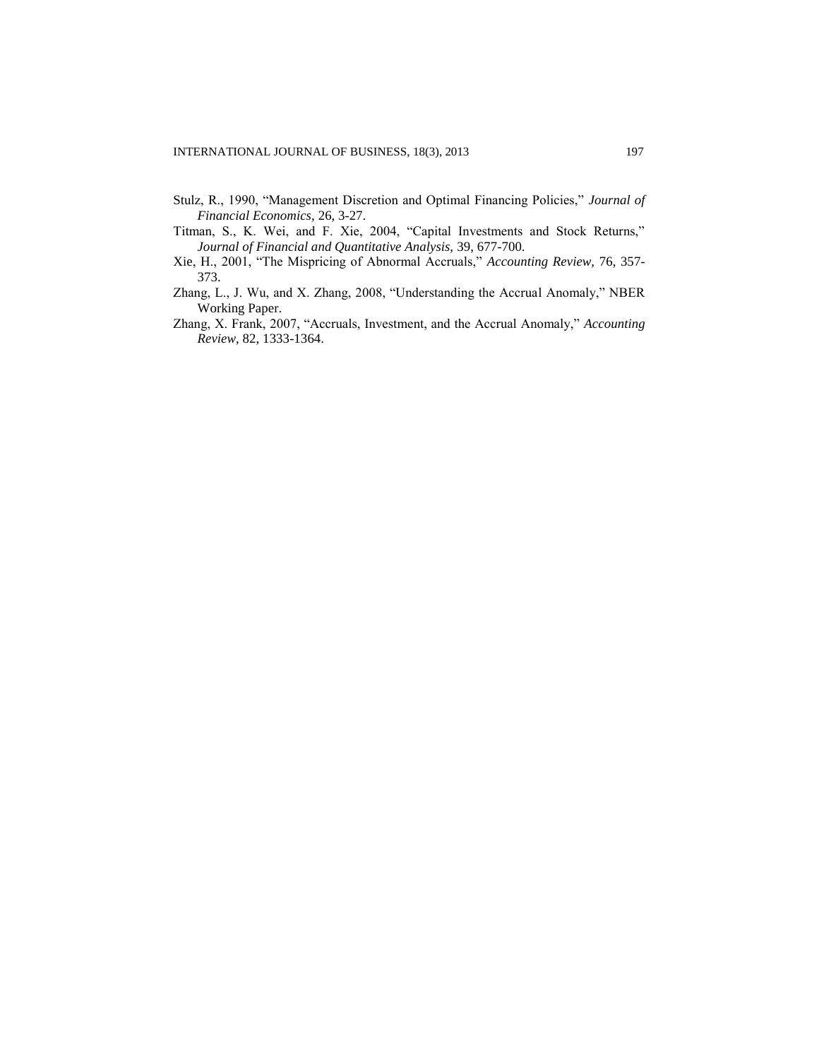Stulz, R., 1990, "Management Discretion and Optimal Financing Policies," *Journal of Financial Economics,* 26, 3-27.

Titman, S., K. Wei, and F. Xie, 2004, "Capital Investments and Stock Returns," *Journal of Financial and Quantitative Analysis,* 39, 677-700.

Xie, H., 2001, "The Mispricing of Abnormal Accruals," *Accounting Review,* 76, 357-373.

Zhang, L., J. Wu, and X. Zhang, 2008, "Understanding the Accrual Anomaly," NBER Working Paper.

Zhang, X. Frank, 2007, "Accruals, Investment, and the Accrual Anomaly," *Accounting Review,* 82, 1333-1364.